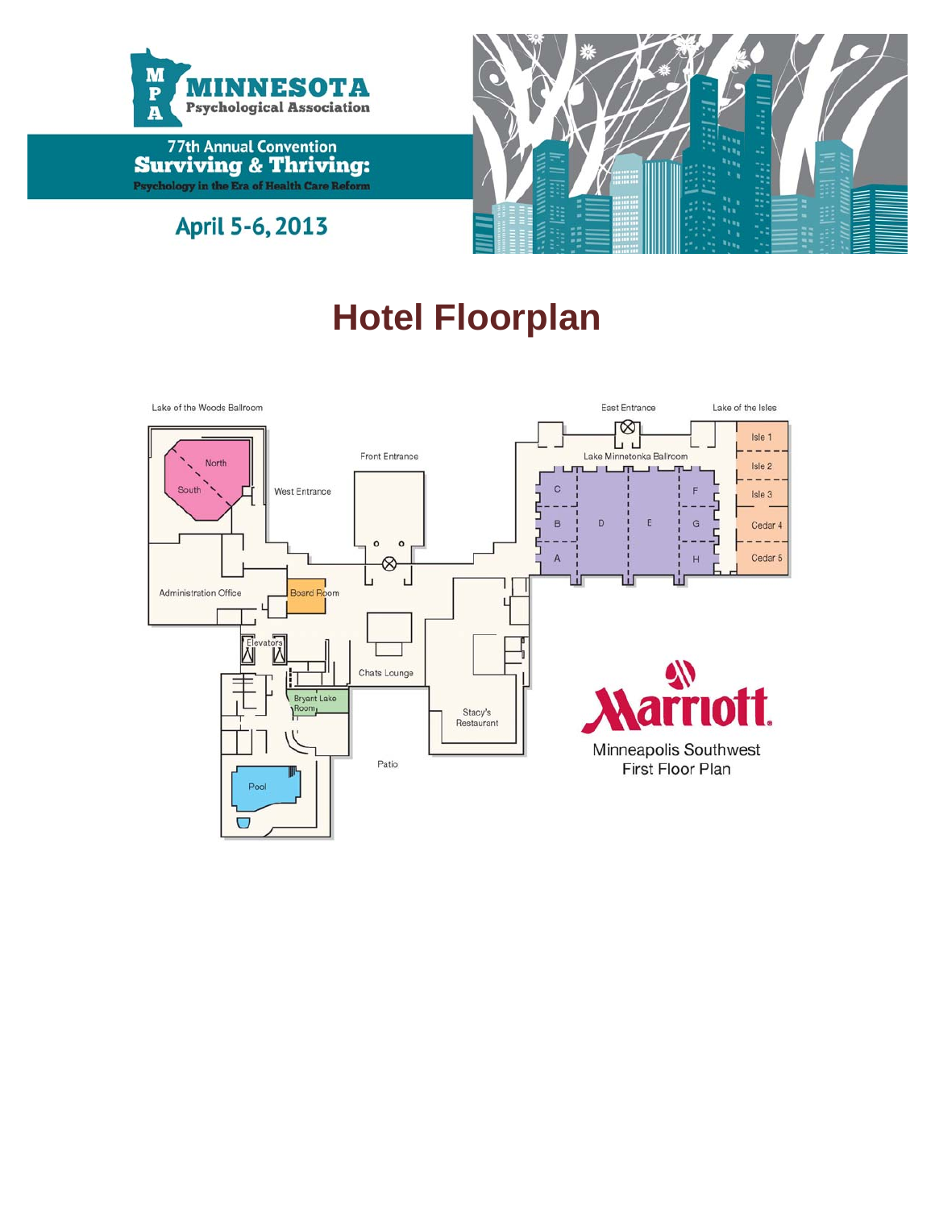MINNESOTA Psychological Association

77th Annual Convention
**Surviving & Thriving:**
Psychology in the Era of Health Care Reform

April 5-6, 2013

# Hotel Floorplan

Lake of the Woods Ballroom

North

South

West Entrance

Front Entrance

East Entrance

Lake of the Isles

Lake Minnetonka Ballroom

C, B, A, D, E, F, G, H

Isle 1

Isle 2

Isle 3

Cedar 4

Cedar 5

Administration Office

Board Room

Elevators

Chats Lounge

Bryant Lake Room

Stacy's Restaurant

Patio

Pool

Marriott
Minneapolis Southwest
First Floor Plan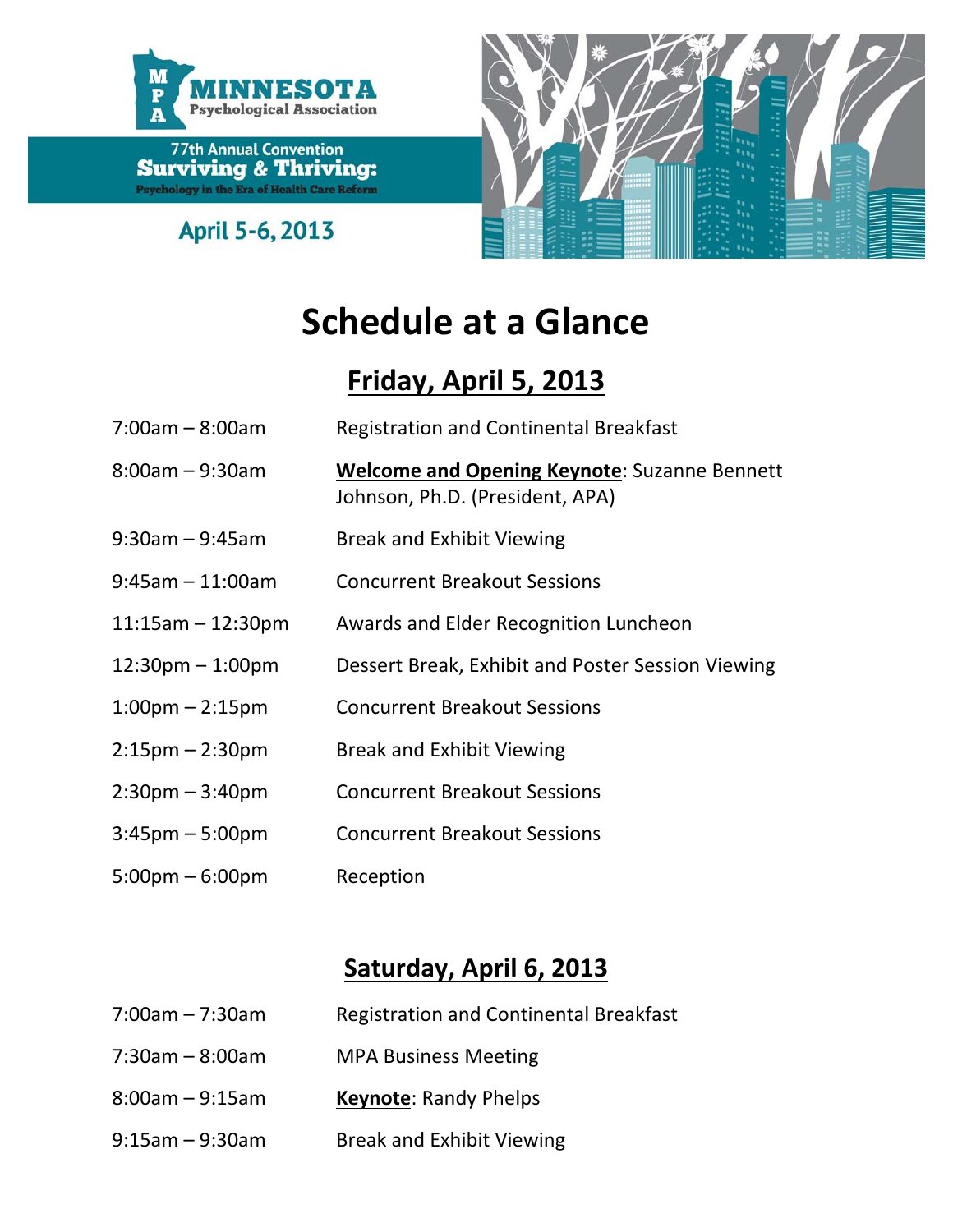MINNESOTA Psychological Association

77th Annual Convention
**Surviving & Thriving:**
Psychology in the Era of Health Care Reform

April 5-6, 2013

# Schedule at a Glance

## Friday, April 5, 2013

| | |
|---|---|
| 7:00am – 8:00am | Registration and Continental Breakfast |
| 8:00am – 9:30am | **Welcome and Opening Keynote**: Suzanne Bennett Johnson, Ph.D. (President, APA) |
| 9:30am – 9:45am | Break and Exhibit Viewing |
| 9:45am – 11:00am | Concurrent Breakout Sessions |
| 11:15am – 12:30pm | Awards and Elder Recognition Luncheon |
| 12:30pm – 1:00pm | Dessert Break, Exhibit and Poster Session Viewing |
| 1:00pm – 2:15pm | Concurrent Breakout Sessions |
| 2:15pm – 2:30pm | Break and Exhibit Viewing |
| 2:30pm – 3:40pm | Concurrent Breakout Sessions |
| 3:45pm – 5:00pm | Concurrent Breakout Sessions |
| 5:00pm – 6:00pm | Reception |

## Saturday, April 6, 2013

| | |
|---|---|
| 7:00am – 7:30am | Registration and Continental Breakfast |
| 7:30am – 8:00am | MPA Business Meeting |
| 8:00am – 9:15am | **Keynote**: Randy Phelps |
| 9:15am – 9:30am | Break and Exhibit Viewing |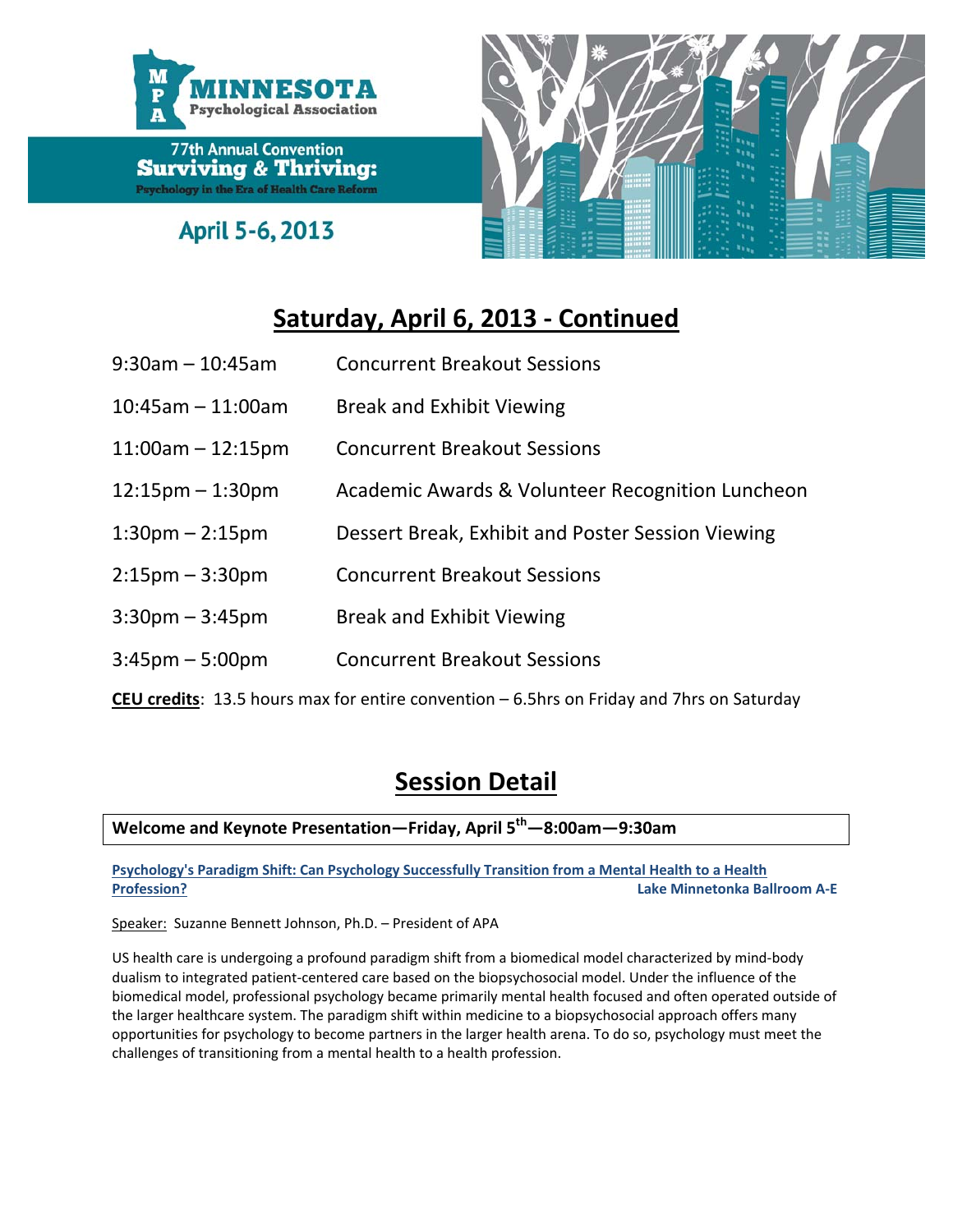Minnesota Psychological Association

77th Annual Convention
**Surviving & Thriving:**
Psychology in the Era of Health Care Reform

April 5-6, 2013

## Saturday, April 6, 2013 - Continued

| | |
|---|---|
| 9:30am – 10:45am | Concurrent Breakout Sessions |
| 10:45am – 11:00am | Break and Exhibit Viewing |
| 11:00am – 12:15pm | Concurrent Breakout Sessions |
| 12:15pm – 1:30pm | Academic Awards & Volunteer Recognition Luncheon |
| 1:30pm – 2:15pm | Dessert Break, Exhibit and Poster Session Viewing |
| 2:15pm – 3:30pm | Concurrent Breakout Sessions |
| 3:30pm – 3:45pm | Break and Exhibit Viewing |
| 3:45pm – 5:00pm | Concurrent Breakout Sessions |

**CEU credits**: 13.5 hours max for entire convention – 6.5hrs on Friday and 7hrs on Saturday

## Session Detail

**Welcome and Keynote Presentation—Friday, April 5th—8:00am—9:30am**

**Psychology's Paradigm Shift: Can Psychology Successfully Transition from a Mental Health to a Health Profession?** **Lake Minnetonka Ballroom A-E**

Speaker: Suzanne Bennett Johnson, Ph.D. – President of APA

US health care is undergoing a profound paradigm shift from a biomedical model characterized by mind-body dualism to integrated patient-centered care based on the biopsychosocial model. Under the influence of the biomedical model, professional psychology became primarily mental health focused and often operated outside of the larger healthcare system. The paradigm shift within medicine to a biopsychosocial approach offers many opportunities for psychology to become partners in the larger health arena. To do so, psychology must meet the challenges of transitioning from a mental health to a health profession.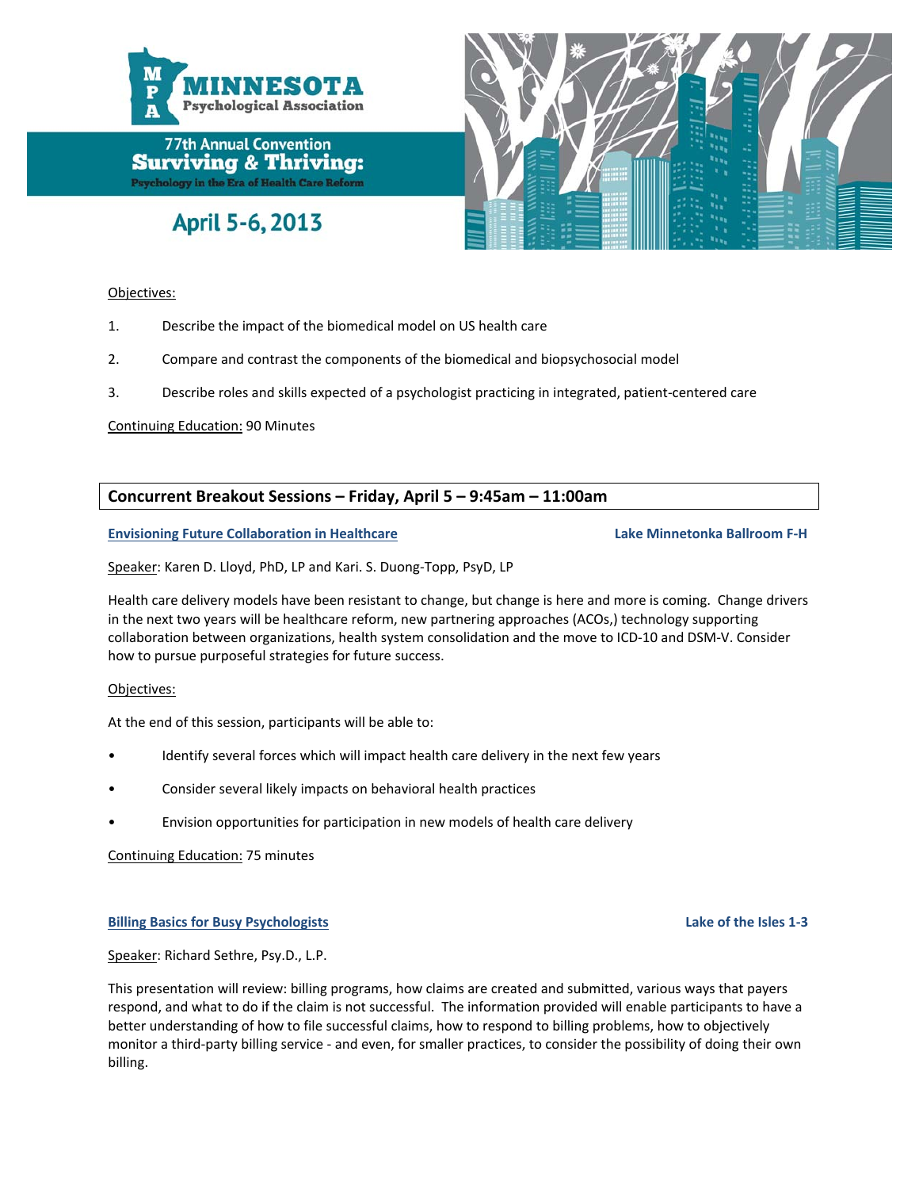Objectives:

1. Describe the impact of the biomedical model on US health care
2. Compare and contrast the components of the biomedical and biopsychosocial model
3. Describe roles and skills expected of a psychologist practicing in integrated, patient-centered care

Continuing Education: 90 Minutes

## Concurrent Breakout Sessions – Friday, April 5 – 9:45am – 11:00am

### Envisioning Future Collaboration in Healthcare — Lake Minnetonka Ballroom F-H

Speaker: Karen D. Lloyd, PhD, LP and Kari. S. Duong-Topp, PsyD, LP

Health care delivery models have been resistant to change, but change is here and more is coming. Change drivers in the next two years will be healthcare reform, new partnering approaches (ACOs,) technology supporting collaboration between organizations, health system consolidation and the move to ICD-10 and DSM-V. Consider how to pursue purposeful strategies for future success.

Objectives:

At the end of this session, participants will be able to:

- Identify several forces which will impact health care delivery in the next few years
- Consider several likely impacts on behavioral health practices
- Envision opportunities for participation in new models of health care delivery

Continuing Education: 75 minutes

### Billing Basics for Busy Psychologists — Lake of the Isles 1-3

Speaker: Richard Sethre, Psy.D., L.P.

This presentation will review: billing programs, how claims are created and submitted, various ways that payers respond, and what to do if the claim is not successful. The information provided will enable participants to have a better understanding of how to file successful claims, how to respond to billing problems, how to objectively monitor a third-party billing service - and even, for smaller practices, to consider the possibility of doing their own billing.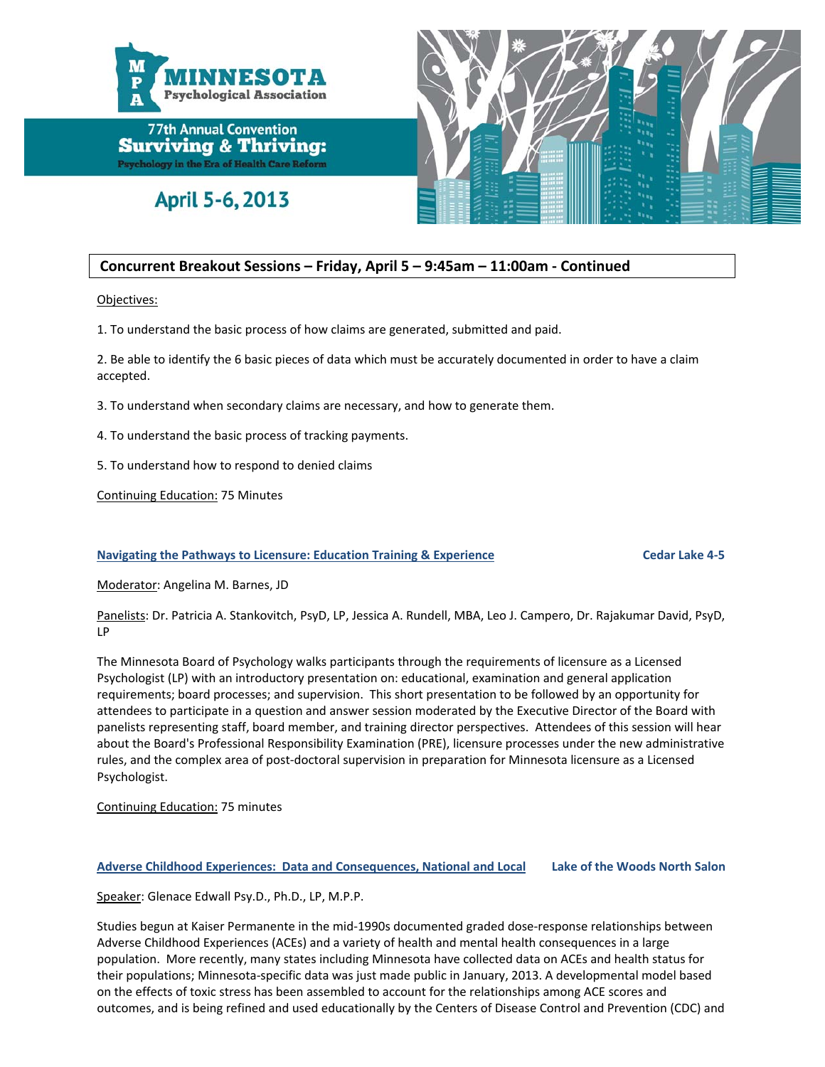## Concurrent Breakout Sessions – Friday, April 5 – 9:45am – 11:00am - Continued

Objectives:

1. To understand the basic process of how claims are generated, submitted and paid.

2. Be able to identify the 6 basic pieces of data which must be accurately documented in order to have a claim accepted.

3. To understand when secondary claims are necessary, and how to generate them.

4. To understand the basic process of tracking payments.

5. To understand how to respond to denied claims

Continuing Education: 75 Minutes

### Navigating the Pathways to Licensure: Education Training & Experience — Cedar Lake 4-5

Moderator: Angelina M. Barnes, JD

Panelists: Dr. Patricia A. Stankovitch, PsyD, LP, Jessica A. Rundell, MBA, Leo J. Campero, Dr. Rajakumar David, PsyD, LP

The Minnesota Board of Psychology walks participants through the requirements of licensure as a Licensed Psychologist (LP) with an introductory presentation on: educational, examination and general application requirements; board processes; and supervision. This short presentation to be followed by an opportunity for attendees to participate in a question and answer session moderated by the Executive Director of the Board with panelists representing staff, board member, and training director perspectives. Attendees of this session will hear about the Board's Professional Responsibility Examination (PRE), licensure processes under the new administrative rules, and the complex area of post-doctoral supervision in preparation for Minnesota licensure as a Licensed Psychologist.

Continuing Education: 75 minutes

### Adverse Childhood Experiences: Data and Consequences, National and Local — Lake of the Woods North Salon

Speaker: Glenace Edwall Psy.D., Ph.D., LP, M.P.P.

Studies begun at Kaiser Permanente in the mid-1990s documented graded dose-response relationships between Adverse Childhood Experiences (ACEs) and a variety of health and mental health consequences in a large population. More recently, many states including Minnesota have collected data on ACEs and health status for their populations; Minnesota-specific data was just made public in January, 2013. A developmental model based on the effects of toxic stress has been assembled to account for the relationships among ACE scores and outcomes, and is being refined and used educationally by the Centers of Disease Control and Prevention (CDC) and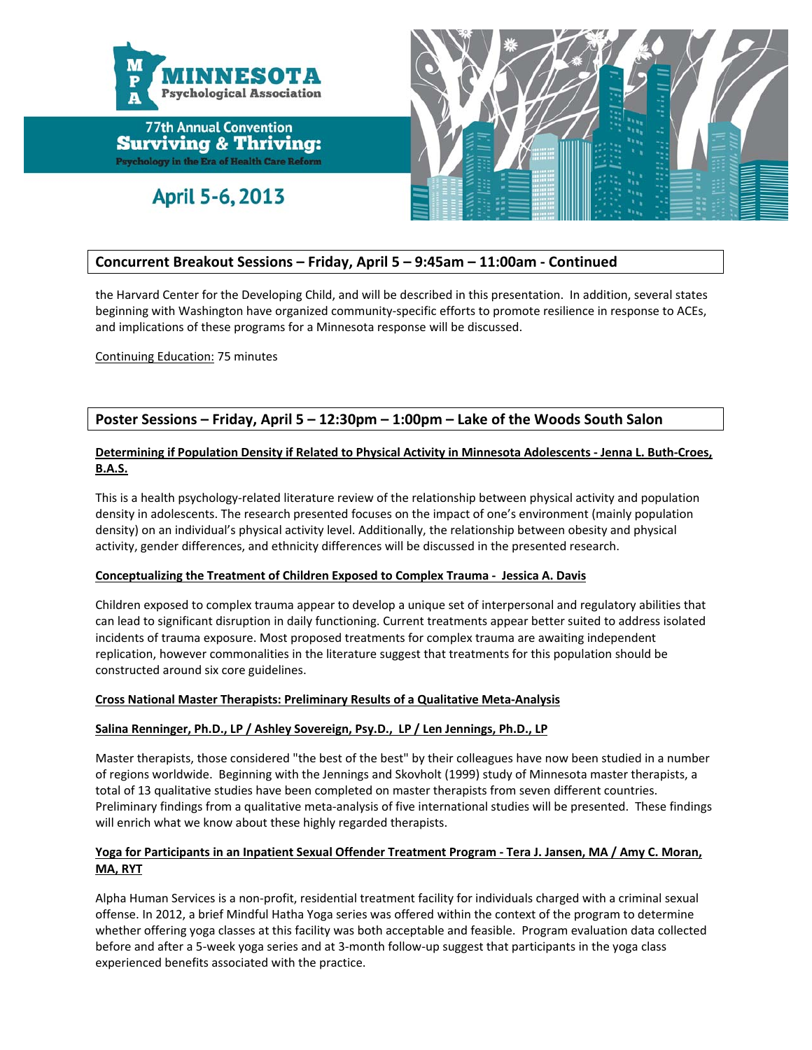## Concurrent Breakout Sessions – Friday, April 5 – 9:45am – 11:00am - Continued

the Harvard Center for the Developing Child, and will be described in this presentation. In addition, several states beginning with Washington have organized community-specific efforts to promote resilience in response to ACEs, and implications of these programs for a Minnesota response will be discussed.

Continuing Education: 75 minutes

## Poster Sessions – Friday, April 5 – 12:30pm – 1:00pm – Lake of the Woods South Salon

**Determining if Population Density if Related to Physical Activity in Minnesota Adolescents - Jenna L. Buth-Croes, B.A.S.**

This is a health psychology-related literature review of the relationship between physical activity and population density in adolescents. The research presented focuses on the impact of one's environment (mainly population density) on an individual's physical activity level. Additionally, the relationship between obesity and physical activity, gender differences, and ethnicity differences will be discussed in the presented research.

**Conceptualizing the Treatment of Children Exposed to Complex Trauma - Jessica A. Davis**

Children exposed to complex trauma appear to develop a unique set of interpersonal and regulatory abilities that can lead to significant disruption in daily functioning. Current treatments appear better suited to address isolated incidents of trauma exposure. Most proposed treatments for complex trauma are awaiting independent replication, however commonalities in the literature suggest that treatments for this population should be constructed around six core guidelines.

**Cross National Master Therapists: Preliminary Results of a Qualitative Meta-Analysis**

**Salina Renninger, Ph.D., LP / Ashley Sovereign, Psy.D., LP / Len Jennings, Ph.D., LP**

Master therapists, those considered "the best of the best" by their colleagues have now been studied in a number of regions worldwide. Beginning with the Jennings and Skovholt (1999) study of Minnesota master therapists, a total of 13 qualitative studies have been completed on master therapists from seven different countries. Preliminary findings from a qualitative meta-analysis of five international studies will be presented. These findings will enrich what we know about these highly regarded therapists.

**Yoga for Participants in an Inpatient Sexual Offender Treatment Program - Tera J. Jansen, MA / Amy C. Moran, MA, RYT**

Alpha Human Services is a non-profit, residential treatment facility for individuals charged with a criminal sexual offense. In 2012, a brief Mindful Hatha Yoga series was offered within the context of the program to determine whether offering yoga classes at this facility was both acceptable and feasible. Program evaluation data collected before and after a 5-week yoga series and at 3-month follow-up suggest that participants in the yoga class experienced benefits associated with the practice.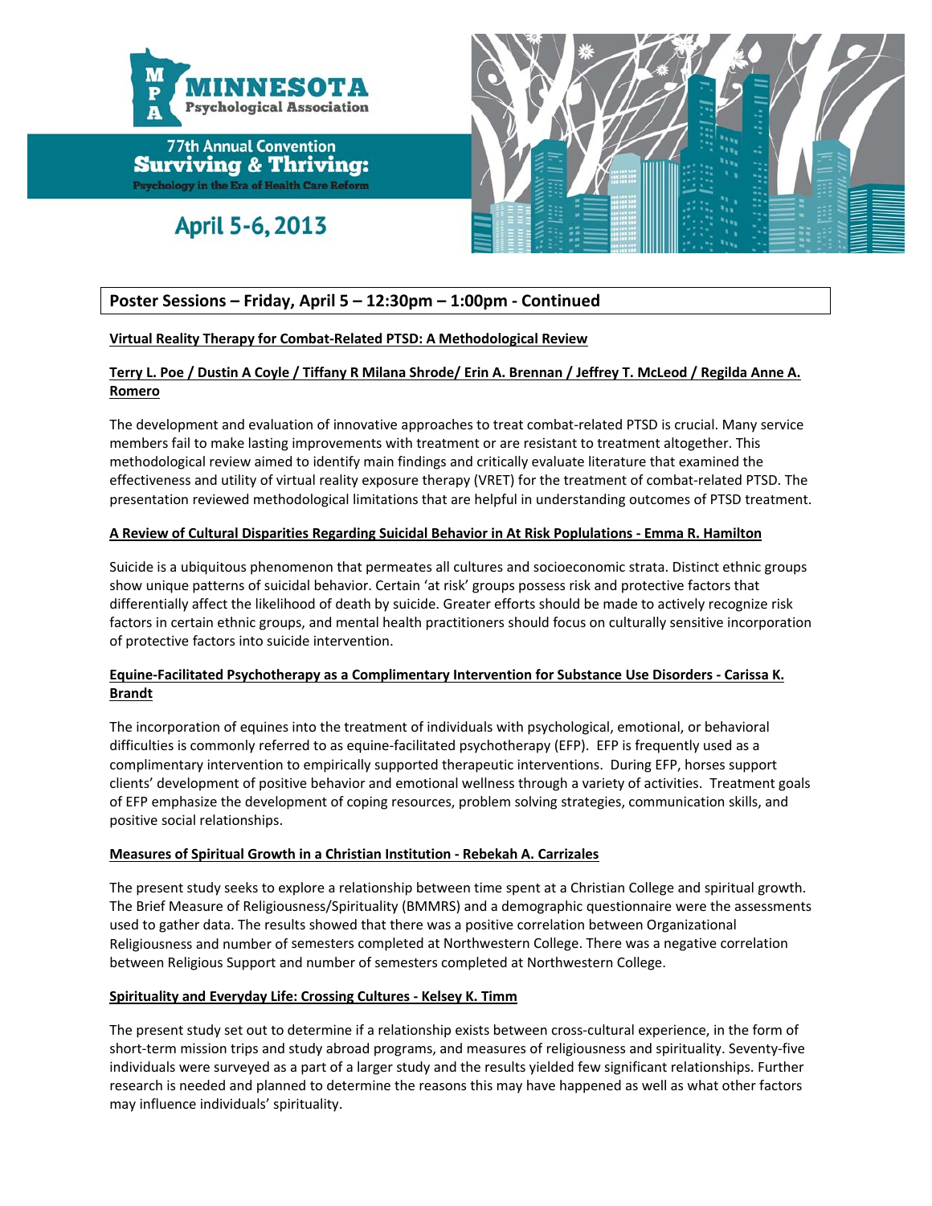## Poster Sessions – Friday, April 5 – 12:30pm – 1:00pm - Continued

**Virtual Reality Therapy for Combat-Related PTSD: A Methodological Review**

**Terry L. Poe / Dustin A Coyle / Tiffany R Milana Shrode/ Erin A. Brennan / Jeffrey T. McLeod / Regilda Anne A. Romero**

The development and evaluation of innovative approaches to treat combat-related PTSD is crucial. Many service members fail to make lasting improvements with treatment or are resistant to treatment altogether. This methodological review aimed to identify main findings and critically evaluate literature that examined the effectiveness and utility of virtual reality exposure therapy (VRET) for the treatment of combat-related PTSD. The presentation reviewed methodological limitations that are helpful in understanding outcomes of PTSD treatment.

**A Review of Cultural Disparities Regarding Suicidal Behavior in At Risk Poplulations - Emma R. Hamilton**

Suicide is a ubiquitous phenomenon that permeates all cultures and socioeconomic strata. Distinct ethnic groups show unique patterns of suicidal behavior. Certain 'at risk' groups possess risk and protective factors that differentially affect the likelihood of death by suicide. Greater efforts should be made to actively recognize risk factors in certain ethnic groups, and mental health practitioners should focus on culturally sensitive incorporation of protective factors into suicide intervention.

**Equine-Facilitated Psychotherapy as a Complimentary Intervention for Substance Use Disorders - Carissa K. Brandt**

The incorporation of equines into the treatment of individuals with psychological, emotional, or behavioral difficulties is commonly referred to as equine-facilitated psychotherapy (EFP). EFP is frequently used as a complimentary intervention to empirically supported therapeutic interventions. During EFP, horses support clients' development of positive behavior and emotional wellness through a variety of activities. Treatment goals of EFP emphasize the development of coping resources, problem solving strategies, communication skills, and positive social relationships.

**Measures of Spiritual Growth in a Christian Institution - Rebekah A. Carrizales**

The present study seeks to explore a relationship between time spent at a Christian College and spiritual growth. The Brief Measure of Religiousness/Spirituality (BMMRS) and a demographic questionnaire were the assessments used to gather data. The results showed that there was a positive correlation between Organizational Religiousness and number of semesters completed at Northwestern College. There was a negative correlation between Religious Support and number of semesters completed at Northwestern College.

**Spirituality and Everyday Life: Crossing Cultures - Kelsey K. Timm**

The present study set out to determine if a relationship exists between cross-cultural experience, in the form of short-term mission trips and study abroad programs, and measures of religiousness and spirituality. Seventy-five individuals were surveyed as a part of a larger study and the results yielded few significant relationships. Further research is needed and planned to determine the reasons this may have happened as well as what other factors may influence individuals' spirituality.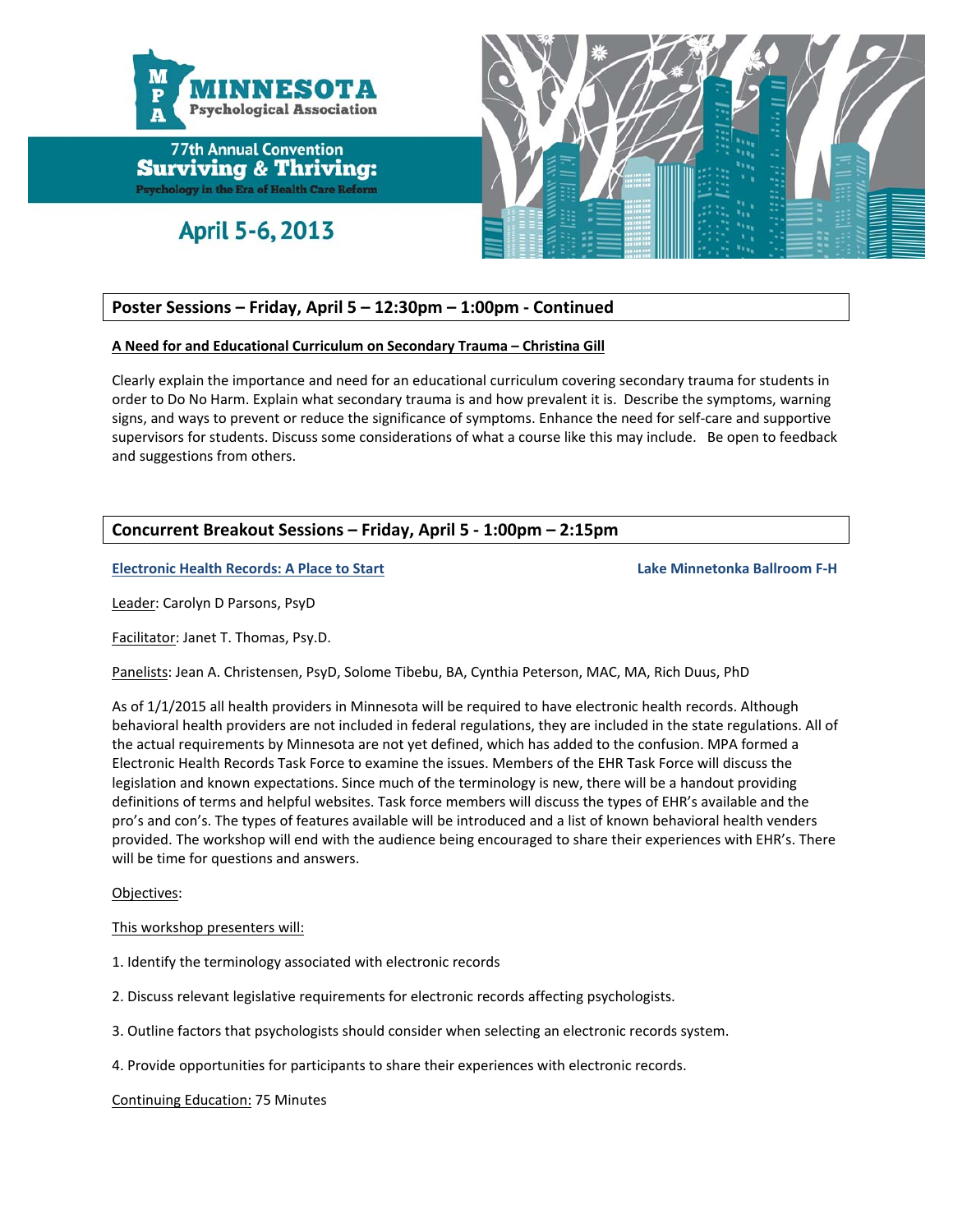## Poster Sessions – Friday, April 5 – 12:30pm – 1:00pm - Continued

**A Need for and Educational Curriculum on Secondary Trauma – Christina Gill**

Clearly explain the importance and need for an educational curriculum covering secondary trauma for students in order to Do No Harm. Explain what secondary trauma is and how prevalent it is. Describe the symptoms, warning signs, and ways to prevent or reduce the significance of symptoms. Enhance the need for self-care and supportive supervisors for students. Discuss some considerations of what a course like this may include. Be open to feedback and suggestions from others.

## Concurrent Breakout Sessions – Friday, April 5 - 1:00pm – 2:15pm

**Electronic Health Records: A Place to Start** — **Lake Minnetonka Ballroom F-H**

Leader: Carolyn D Parsons, PsyD

Facilitator: Janet T. Thomas, Psy.D.

Panelists: Jean A. Christensen, PsyD, Solome Tibebu, BA, Cynthia Peterson, MAC, MA, Rich Duus, PhD

As of 1/1/2015 all health providers in Minnesota will be required to have electronic health records. Although behavioral health providers are not included in federal regulations, they are included in the state regulations. All of the actual requirements by Minnesota are not yet defined, which has added to the confusion. MPA formed a Electronic Health Records Task Force to examine the issues. Members of the EHR Task Force will discuss the legislation and known expectations. Since much of the terminology is new, there will be a handout providing definitions of terms and helpful websites. Task force members will discuss the types of EHR's available and the pro's and con's. The types of features available will be introduced and a list of known behavioral health venders provided. The workshop will end with the audience being encouraged to share their experiences with EHR's. There will be time for questions and answers.

Objectives:

This workshop presenters will:

1. Identify the terminology associated with electronic records
2. Discuss relevant legislative requirements for electronic records affecting psychologists.
3. Outline factors that psychologists should consider when selecting an electronic records system.
4. Provide opportunities for participants to share their experiences with electronic records.

Continuing Education: 75 Minutes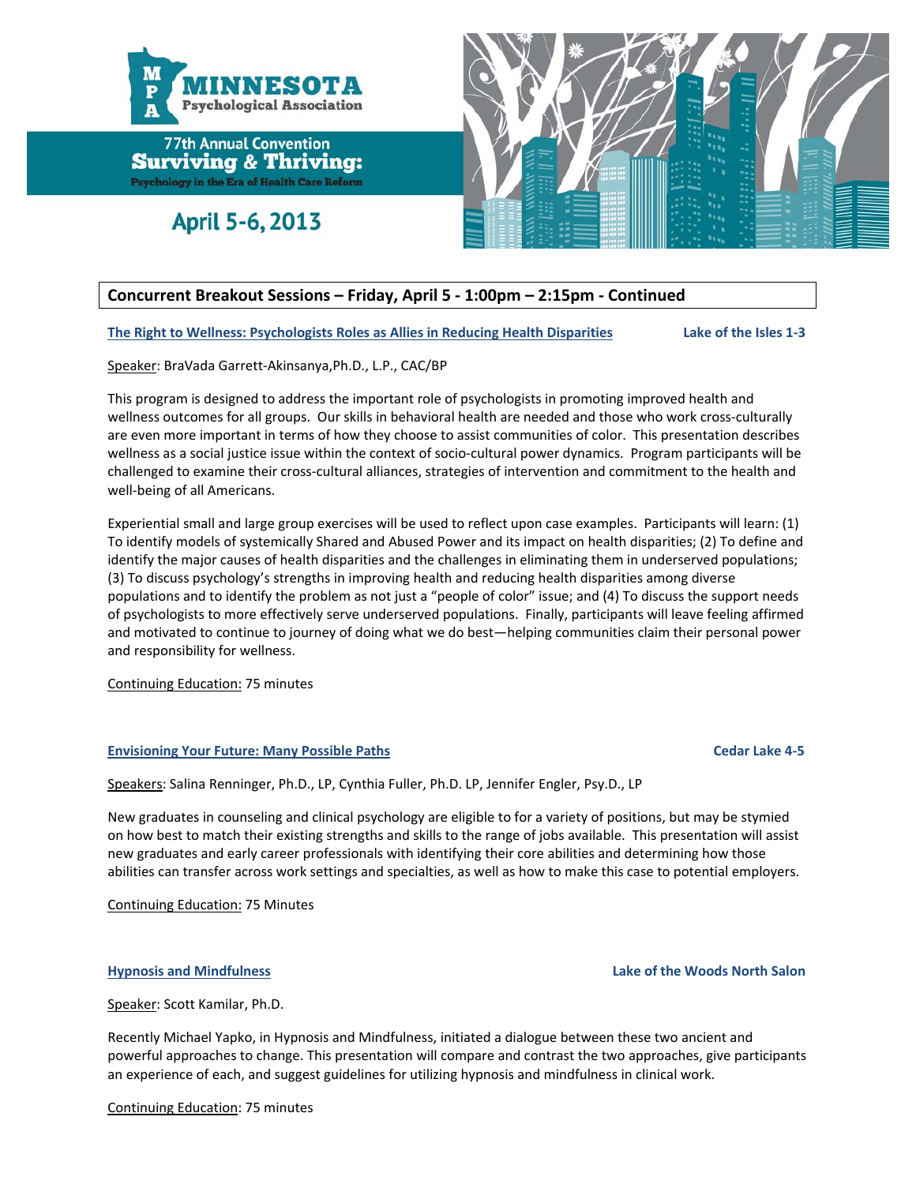# MINNESOTA Psychological Association

77th Annual Convention
**Surviving & Thriving:**
Psychology in the Era of Health Care Reform

April 5-6, 2013

## Concurrent Breakout Sessions – Friday, April 5 - 1:00pm – 2:15pm - Continued

### The Right to Wellness: Psychologists Roles as Allies in Reducing Health Disparities — Lake of the Isles 1-3

Speaker: BraVada Garrett-Akinsanya,Ph.D., L.P., CAC/BP

This program is designed to address the important role of psychologists in promoting improved health and wellness outcomes for all groups. Our skills in behavioral health are needed and those who work cross-culturally are even more important in terms of how they choose to assist communities of color. This presentation describes wellness as a social justice issue within the context of socio-cultural power dynamics. Program participants will be challenged to examine their cross-cultural alliances, strategies of intervention and commitment to the health and well-being of all Americans.

Experiential small and large group exercises will be used to reflect upon case examples. Participants will learn: (1) To identify models of systemically Shared and Abused Power and its impact on health disparities; (2) To define and identify the major causes of health disparities and the challenges in eliminating them in underserved populations; (3) To discuss psychology's strengths in improving health and reducing health disparities among diverse populations and to identify the problem as not just a "people of color" issue; and (4) To discuss the support needs of psychologists to more effectively serve underserved populations. Finally, participants will leave feeling affirmed and motivated to continue to journey of doing what we do best—helping communities claim their personal power and responsibility for wellness.

Continuing Education: 75 minutes

### Envisioning Your Future: Many Possible Paths — Cedar Lake 4-5

Speakers: Salina Renninger, Ph.D., LP, Cynthia Fuller, Ph.D. LP, Jennifer Engler, Psy.D., LP

New graduates in counseling and clinical psychology are eligible to for a variety of positions, but may be stymied on how best to match their existing strengths and skills to the range of jobs available. This presentation will assist new graduates and early career professionals with identifying their core abilities and determining how those abilities can transfer across work settings and specialties, as well as how to make this case to potential employers.

Continuing Education: 75 Minutes

### Hypnosis and Mindfulness — Lake of the Woods North Salon

Speaker: Scott Kamilar, Ph.D.

Recently Michael Yapko, in Hypnosis and Mindfulness, initiated a dialogue between these two ancient and powerful approaches to change. This presentation will compare and contrast the two approaches, give participants an experience of each, and suggest guidelines for utilizing hypnosis and mindfulness in clinical work.

Continuing Education: 75 minutes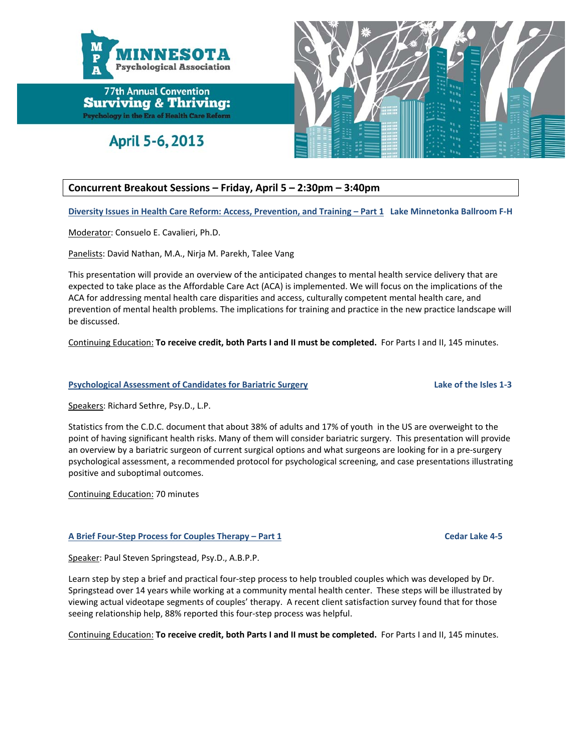# MINNESOTA Psychological Association

## 77th Annual Convention
## Surviving & Thriving:
### Psychology in the Era of Health Care Reform

## April 5-6, 2013

## Concurrent Breakout Sessions – Friday, April 5 – 2:30pm – 3:40pm

### Diversity Issues in Health Care Reform: Access, Prevention, and Training – Part 1 — Lake Minnetonka Ballroom F-H

Moderator: Consuelo E. Cavalieri, Ph.D.

Panelists: David Nathan, M.A., Nirja M. Parekh, Talee Vang

This presentation will provide an overview of the anticipated changes to mental health service delivery that are expected to take place as the Affordable Care Act (ACA) is implemented. We will focus on the implications of the ACA for addressing mental health care disparities and access, culturally competent mental health care, and prevention of mental health problems. The implications for training and practice in the new practice landscape will be discussed.

Continuing Education: **To receive credit, both Parts I and II must be completed.** For Parts I and II, 145 minutes.

### Psychological Assessment of Candidates for Bariatric Surgery — Lake of the Isles 1-3

Speakers: Richard Sethre, Psy.D., L.P.

Statistics from the C.D.C. document that about 38% of adults and 17% of youth in the US are overweight to the point of having significant health risks. Many of them will consider bariatric surgery. This presentation will provide an overview by a bariatric surgeon of current surgical options and what surgeons are looking for in a pre-surgery psychological assessment, a recommended protocol for psychological screening, and case presentations illustrating positive and suboptimal outcomes.

Continuing Education: 70 minutes

### A Brief Four-Step Process for Couples Therapy – Part 1 — Cedar Lake 4-5

Speaker: Paul Steven Springstead, Psy.D., A.B.P.P.

Learn step by step a brief and practical four-step process to help troubled couples which was developed by Dr. Springstead over 14 years while working at a community mental health center. These steps will be illustrated by viewing actual videotape segments of couples' therapy. A recent client satisfaction survey found that for those seeing relationship help, 88% reported this four-step process was helpful.

Continuing Education: **To receive credit, both Parts I and II must be completed.** For Parts I and II, 145 minutes.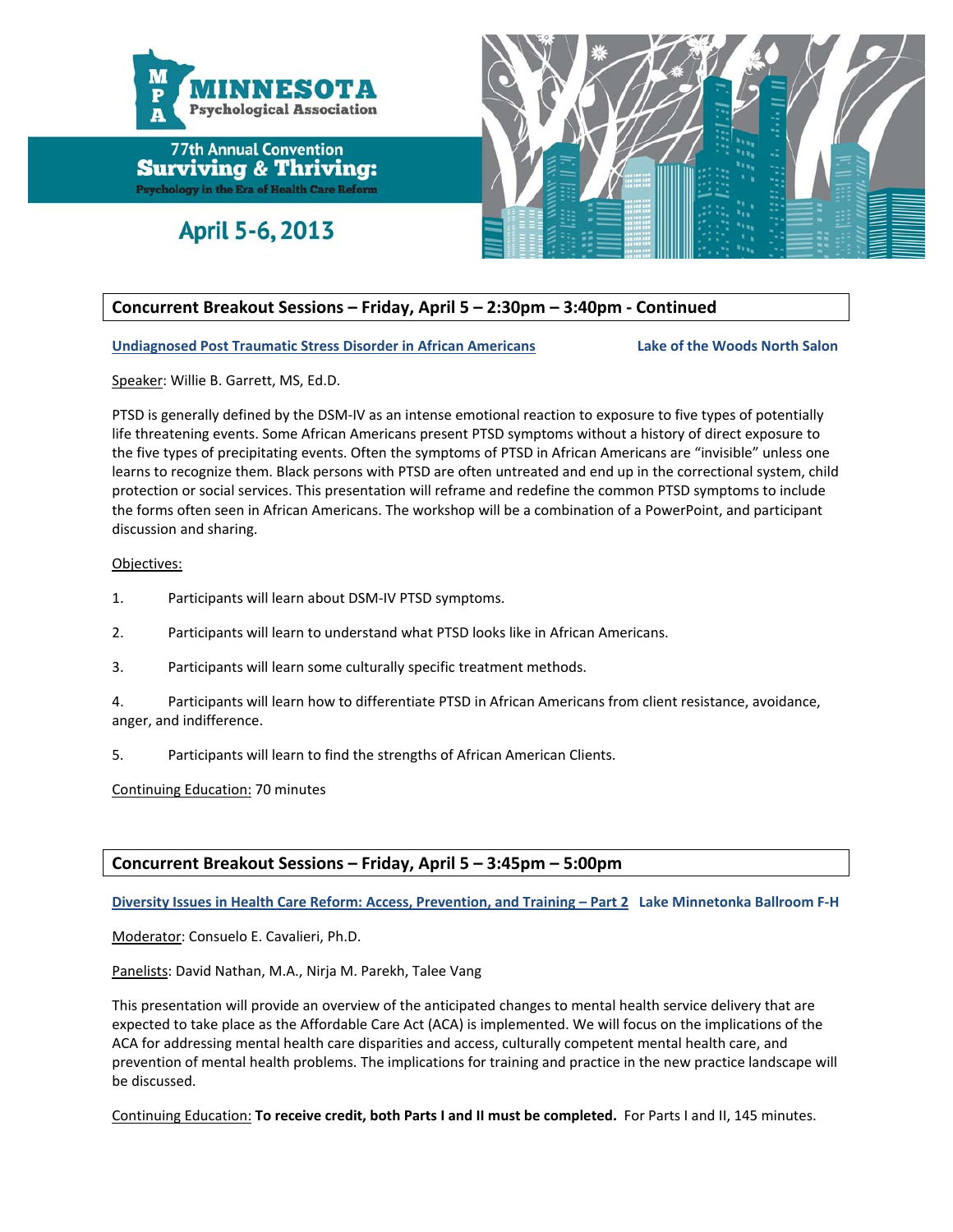## Concurrent Breakout Sessions – Friday, April 5 – 2:30pm – 3:40pm - Continued

### Undiagnosed Post Traumatic Stress Disorder in African Americans — Lake of the Woods North Salon

Speaker: Willie B. Garrett, MS, Ed.D.

PTSD is generally defined by the DSM-IV as an intense emotional reaction to exposure to five types of potentially life threatening events. Some African Americans present PTSD symptoms without a history of direct exposure to the five types of precipitating events. Often the symptoms of PTSD in African Americans are "invisible" unless one learns to recognize them. Black persons with PTSD are often untreated and end up in the correctional system, child protection or social services. This presentation will reframe and redefine the common PTSD symptoms to include the forms often seen in African Americans. The workshop will be a combination of a PowerPoint, and participant discussion and sharing.

Objectives:

1. Participants will learn about DSM-IV PTSD symptoms.
2. Participants will learn to understand what PTSD looks like in African Americans.
3. Participants will learn some culturally specific treatment methods.
4. Participants will learn how to differentiate PTSD in African Americans from client resistance, avoidance, anger, and indifference.
5. Participants will learn to find the strengths of African American Clients.

Continuing Education: 70 minutes

## Concurrent Breakout Sessions – Friday, April 5 – 3:45pm – 5:00pm

### Diversity Issues in Health Care Reform: Access, Prevention, and Training – Part 2 — Lake Minnetonka Ballroom F-H

Moderator: Consuelo E. Cavalieri, Ph.D.

Panelists: David Nathan, M.A., Nirja M. Parekh, Talee Vang

This presentation will provide an overview of the anticipated changes to mental health service delivery that are expected to take place as the Affordable Care Act (ACA) is implemented. We will focus on the implications of the ACA for addressing mental health care disparities and access, culturally competent mental health care, and prevention of mental health problems. The implications for training and practice in the new practice landscape will be discussed.

Continuing Education: **To receive credit, both Parts I and II must be completed.** For Parts I and II, 145 minutes.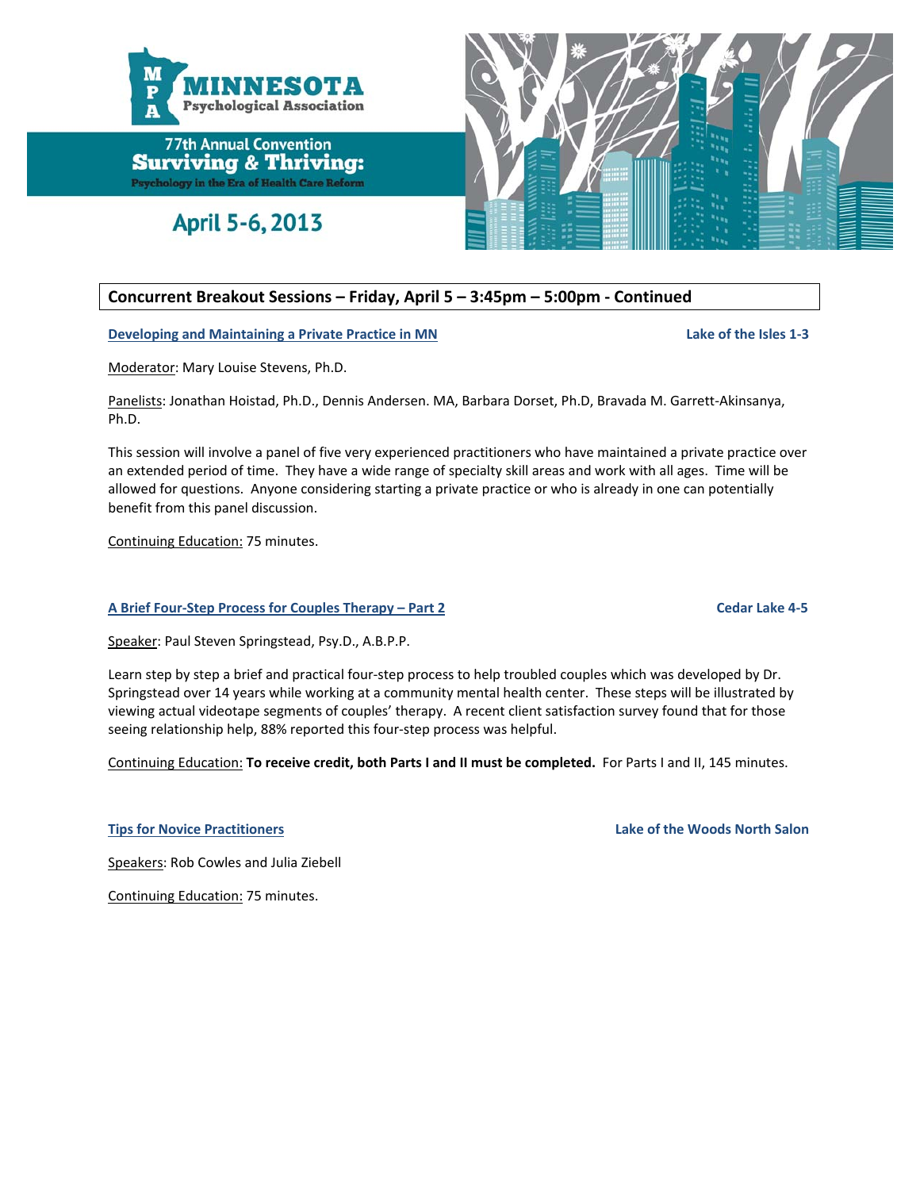# Minnesota Psychological Association

## 77th Annual Convention
## Surviving & Thriving:
### Psychology in the Era of Health Care Reform

## April 5-6, 2013

## Concurrent Breakout Sessions – Friday, April 5 – 3:45pm – 5:00pm - Continued

### Developing and Maintaining a Private Practice in MN

**Lake of the Isles 1-3**

Moderator: Mary Louise Stevens, Ph.D.

Panelists: Jonathan Hoistad, Ph.D., Dennis Andersen. MA, Barbara Dorset, Ph.D, Bravada M. Garrett-Akinsanya, Ph.D.

This session will involve a panel of five very experienced practitioners who have maintained a private practice over an extended period of time. They have a wide range of specialty skill areas and work with all ages. Time will be allowed for questions. Anyone considering starting a private practice or who is already in one can potentially benefit from this panel discussion.

Continuing Education: 75 minutes.

### A Brief Four-Step Process for Couples Therapy – Part 2

**Cedar Lake 4-5**

Speaker: Paul Steven Springstead, Psy.D., A.B.P.P.

Learn step by step a brief and practical four-step process to help troubled couples which was developed by Dr. Springstead over 14 years while working at a community mental health center. These steps will be illustrated by viewing actual videotape segments of couples' therapy. A recent client satisfaction survey found that for those seeing relationship help, 88% reported this four-step process was helpful.

Continuing Education: **To receive credit, both Parts I and II must be completed.** For Parts I and II, 145 minutes.

### Tips for Novice Practitioners

**Lake of the Woods North Salon**

Speakers: Rob Cowles and Julia Ziebell

Continuing Education: 75 minutes.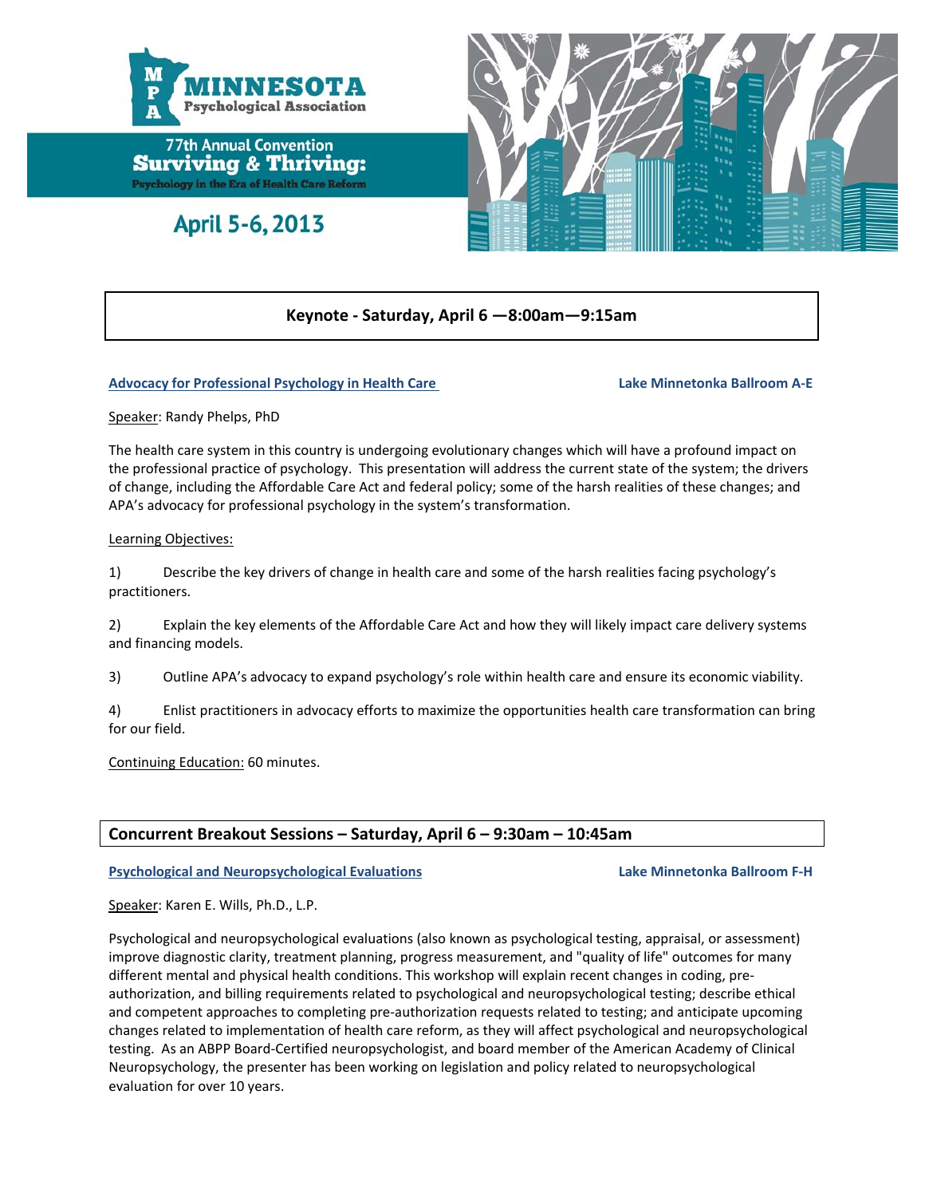MINNESOTA Psychological Association

77th Annual Convention
**Surviving & Thriving:**
Psychology in the Era of Health Care Reform

April 5-6, 2013

## Keynote - Saturday, April 6 —8:00am—9:15am

**Advocacy for Professional Psychology in Health Care** — **Lake Minnetonka Ballroom A-E**

Speaker: Randy Phelps, PhD

The health care system in this country is undergoing evolutionary changes which will have a profound impact on the professional practice of psychology. This presentation will address the current state of the system; the drivers of change, including the Affordable Care Act and federal policy; some of the harsh realities of these changes; and APA's advocacy for professional psychology in the system's transformation.

Learning Objectives:

1) Describe the key drivers of change in health care and some of the harsh realities facing psychology's practitioners.

2) Explain the key elements of the Affordable Care Act and how they will likely impact care delivery systems and financing models.

3) Outline APA's advocacy to expand psychology's role within health care and ensure its economic viability.

4) Enlist practitioners in advocacy efforts to maximize the opportunities health care transformation can bring for our field.

Continuing Education: 60 minutes.

## Concurrent Breakout Sessions – Saturday, April 6 – 9:30am – 10:45am

**Psychological and Neuropsychological Evaluations** — **Lake Minnetonka Ballroom F-H**

Speaker: Karen E. Wills, Ph.D., L.P.

Psychological and neuropsychological evaluations (also known as psychological testing, appraisal, or assessment) improve diagnostic clarity, treatment planning, progress measurement, and "quality of life" outcomes for many different mental and physical health conditions. This workshop will explain recent changes in coding, pre-authorization, and billing requirements related to psychological and neuropsychological testing; describe ethical and competent approaches to completing pre-authorization requests related to testing; and anticipate upcoming changes related to implementation of health care reform, as they will affect psychological and neuropsychological testing. As an ABPP Board-Certified neuropsychologist, and board member of the American Academy of Clinical Neuropsychology, the presenter has been working on legislation and policy related to neuropsychological evaluation for over 10 years.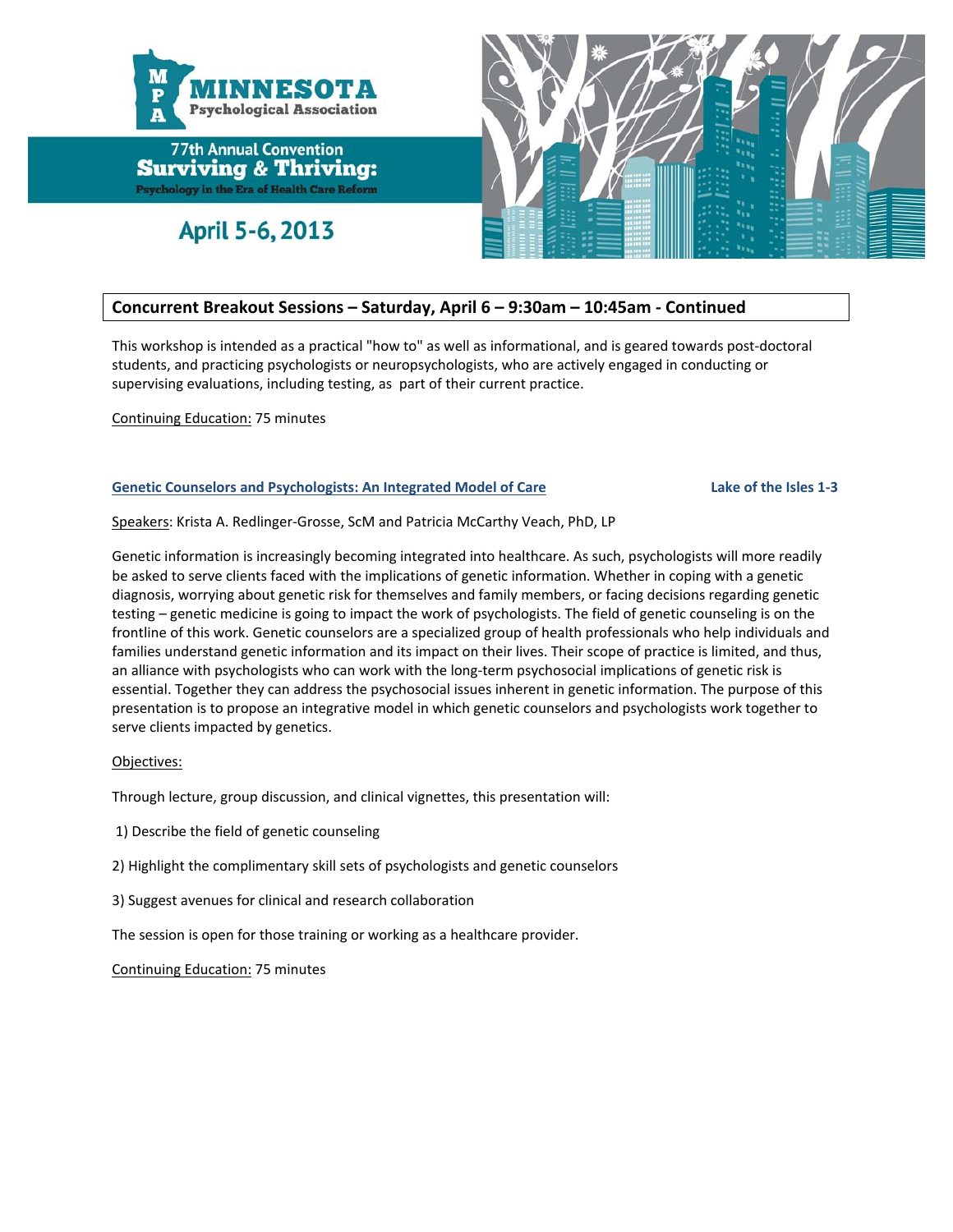## Concurrent Breakout Sessions – Saturday, April 6 – 9:30am – 10:45am - Continued

This workshop is intended as a practical "how to" as well as informational, and is geared towards post-doctoral students, and practicing psychologists or neuropsychologists, who are actively engaged in conducting or supervising evaluations, including testing, as part of their current practice.

Continuing Education: 75 minutes

### Genetic Counselors and Psychologists: An Integrated Model of Care — Lake of the Isles 1-3

Speakers: Krista A. Redlinger-Grosse, ScM and Patricia McCarthy Veach, PhD, LP

Genetic information is increasingly becoming integrated into healthcare. As such, psychologists will more readily be asked to serve clients faced with the implications of genetic information. Whether in coping with a genetic diagnosis, worrying about genetic risk for themselves and family members, or facing decisions regarding genetic testing – genetic medicine is going to impact the work of psychologists. The field of genetic counseling is on the frontline of this work. Genetic counselors are a specialized group of health professionals who help individuals and families understand genetic information and its impact on their lives. Their scope of practice is limited, and thus, an alliance with psychologists who can work with the long-term psychosocial implications of genetic risk is essential. Together they can address the psychosocial issues inherent in genetic information. The purpose of this presentation is to propose an integrative model in which genetic counselors and psychologists work together to serve clients impacted by genetics.

Objectives:

Through lecture, group discussion, and clinical vignettes, this presentation will:

1) Describe the field of genetic counseling

2) Highlight the complimentary skill sets of psychologists and genetic counselors

3) Suggest avenues for clinical and research collaboration

The session is open for those training or working as a healthcare provider.

Continuing Education: 75 minutes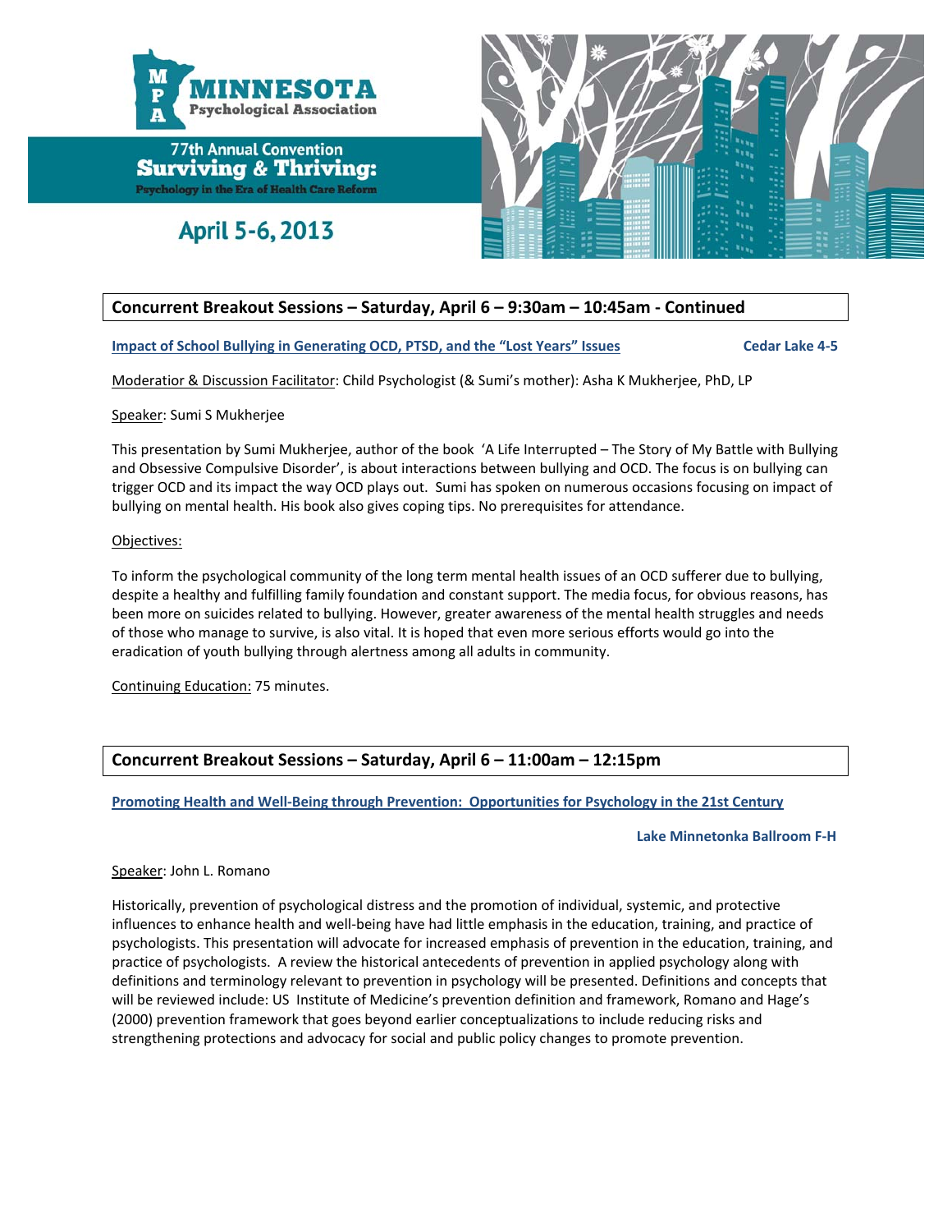## Concurrent Breakout Sessions – Saturday, April 6 – 9:30am – 10:45am - Continued

**Impact of School Bullying in Generating OCD, PTSD, and the "Lost Years" Issues** — **Cedar Lake 4-5**

Moderatior & Discussion Facilitator: Child Psychologist (& Sumi's mother): Asha K Mukherjee, PhD, LP

Speaker: Sumi S Mukherjee

This presentation by Sumi Mukherjee, author of the book 'A Life Interrupted – The Story of My Battle with Bullying and Obsessive Compulsive Disorder', is about interactions between bullying and OCD. The focus is on bullying can trigger OCD and its impact the way OCD plays out. Sumi has spoken on numerous occasions focusing on impact of bullying on mental health. His book also gives coping tips. No prerequisites for attendance.

Objectives:

To inform the psychological community of the long term mental health issues of an OCD sufferer due to bullying, despite a healthy and fulfilling family foundation and constant support. The media focus, for obvious reasons, has been more on suicides related to bullying. However, greater awareness of the mental health struggles and needs of those who manage to survive, is also vital. It is hoped that even more serious efforts would go into the eradication of youth bullying through alertness among all adults in community.

Continuing Education: 75 minutes.

## Concurrent Breakout Sessions – Saturday, April 6 – 11:00am – 12:15pm

**Promoting Health and Well-Being through Prevention: Opportunities for Psychology in the 21st Century**

**Lake Minnetonka Ballroom F-H**

Speaker: John L. Romano

Historically, prevention of psychological distress and the promotion of individual, systemic, and protective influences to enhance health and well-being have had little emphasis in the education, training, and practice of psychologists. This presentation will advocate for increased emphasis of prevention in the education, training, and practice of psychologists. A review the historical antecedents of prevention in applied psychology along with definitions and terminology relevant to prevention in psychology will be presented. Definitions and concepts that will be reviewed include: US Institute of Medicine's prevention definition and framework, Romano and Hage's (2000) prevention framework that goes beyond earlier conceptualizations to include reducing risks and strengthening protections and advocacy for social and public policy changes to promote prevention.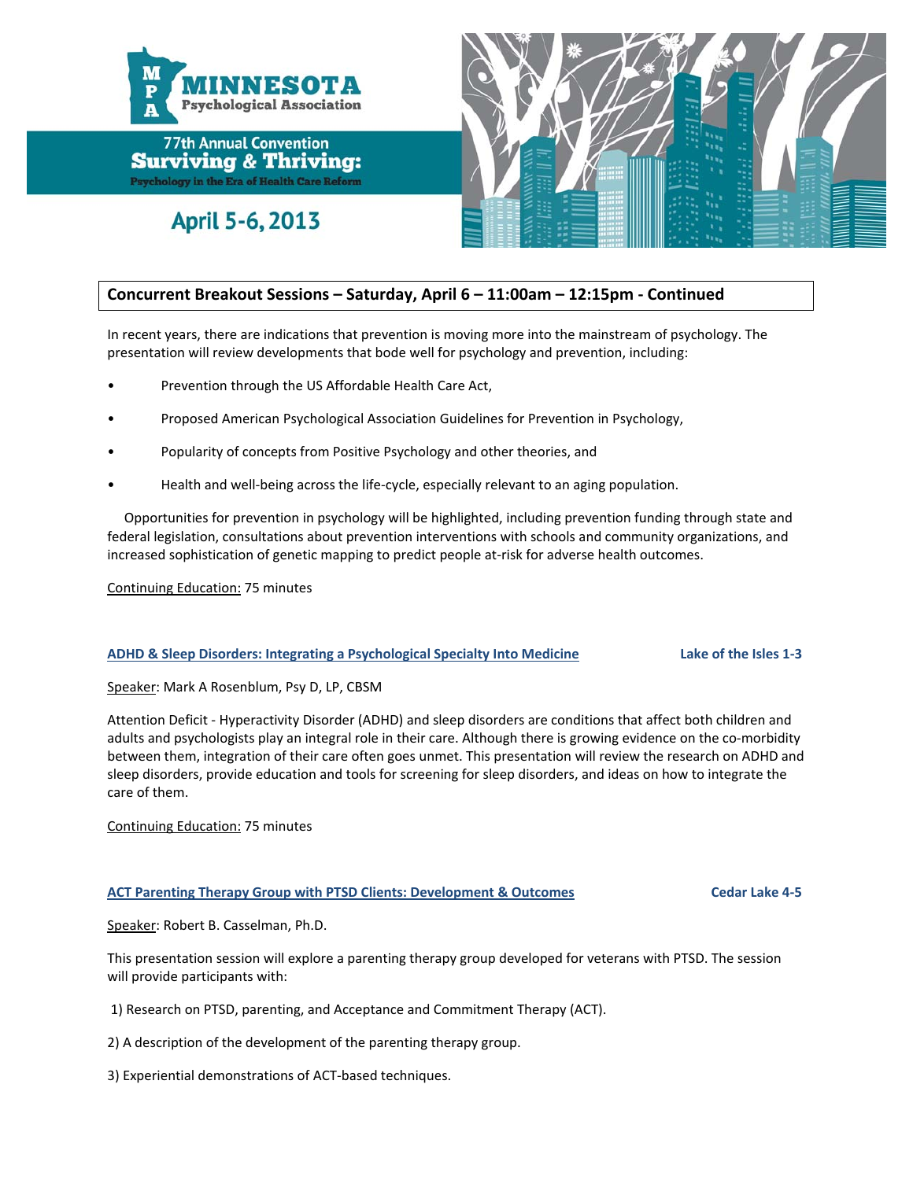## Concurrent Breakout Sessions – Saturday, April 6 – 11:00am – 12:15pm - Continued

In recent years, there are indications that prevention is moving more into the mainstream of psychology. The presentation will review developments that bode well for psychology and prevention, including:

- Prevention through the US Affordable Health Care Act,
- Proposed American Psychological Association Guidelines for Prevention in Psychology,
- Popularity of concepts from Positive Psychology and other theories, and
- Health and well-being across the life-cycle, especially relevant to an aging population.

Opportunities for prevention in psychology will be highlighted, including prevention funding through state and federal legislation, consultations about prevention interventions with schools and community organizations, and increased sophistication of genetic mapping to predict people at-risk for adverse health outcomes.

Continuing Education: 75 minutes

### ADHD & Sleep Disorders: Integrating a Psychological Specialty Into Medicine — Lake of the Isles 1-3

Speaker: Mark A Rosenblum, Psy D, LP, CBSM

Attention Deficit - Hyperactivity Disorder (ADHD) and sleep disorders are conditions that affect both children and adults and psychologists play an integral role in their care. Although there is growing evidence on the co-morbidity between them, integration of their care often goes unmet. This presentation will review the research on ADHD and sleep disorders, provide education and tools for screening for sleep disorders, and ideas on how to integrate the care of them.

Continuing Education: 75 minutes

### ACT Parenting Therapy Group with PTSD Clients: Development & Outcomes — Cedar Lake 4-5

Speaker: Robert B. Casselman, Ph.D.

This presentation session will explore a parenting therapy group developed for veterans with PTSD. The session will provide participants with:

1) Research on PTSD, parenting, and Acceptance and Commitment Therapy (ACT).

2) A description of the development of the parenting therapy group.

3) Experiential demonstrations of ACT-based techniques.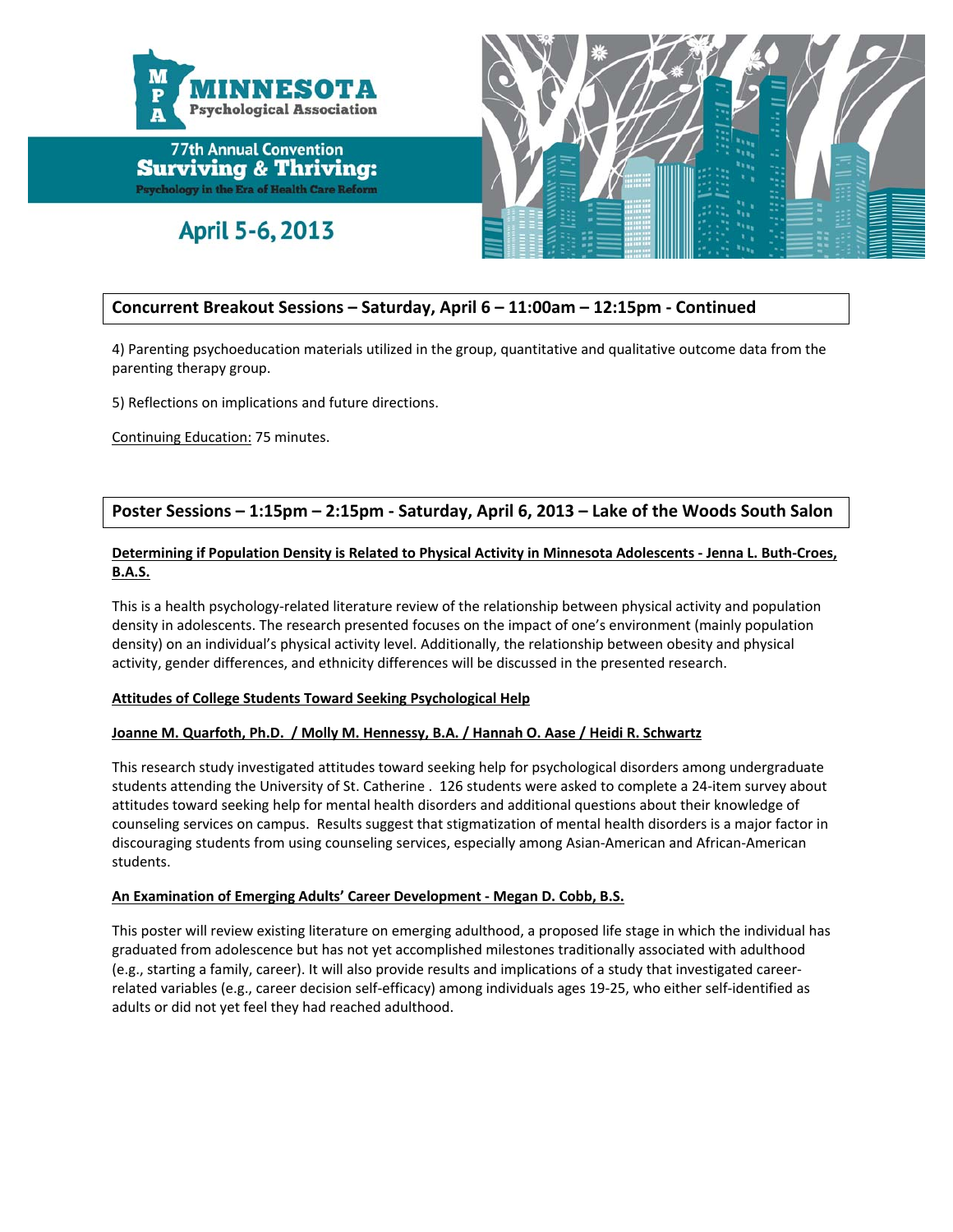## Concurrent Breakout Sessions – Saturday, April 6 – 11:00am – 12:15pm - Continued

4) Parenting psychoeducation materials utilized in the group, quantitative and qualitative outcome data from the parenting therapy group.

5) Reflections on implications and future directions.

Continuing Education: 75 minutes.

## Poster Sessions – 1:15pm – 2:15pm - Saturday, April 6, 2013 – Lake of the Woods South Salon

**Determining if Population Density is Related to Physical Activity in Minnesota Adolescents - Jenna L. Buth-Croes, B.A.S.**

This is a health psychology-related literature review of the relationship between physical activity and population density in adolescents. The research presented focuses on the impact of one's environment (mainly population density) on an individual's physical activity level. Additionally, the relationship between obesity and physical activity, gender differences, and ethnicity differences will be discussed in the presented research.

**Attitudes of College Students Toward Seeking Psychological Help**

**Joanne M. Quarfoth, Ph.D. / Molly M. Hennessy, B.A. / Hannah O. Aase / Heidi R. Schwartz**

This research study investigated attitudes toward seeking help for psychological disorders among undergraduate students attending the University of St. Catherine . 126 students were asked to complete a 24-item survey about attitudes toward seeking help for mental health disorders and additional questions about their knowledge of counseling services on campus. Results suggest that stigmatization of mental health disorders is a major factor in discouraging students from using counseling services, especially among Asian-American and African-American students.

**An Examination of Emerging Adults' Career Development - Megan D. Cobb, B.S.**

This poster will review existing literature on emerging adulthood, a proposed life stage in which the individual has graduated from adolescence but has not yet accomplished milestones traditionally associated with adulthood (e.g., starting a family, career). It will also provide results and implications of a study that investigated career-related variables (e.g., career decision self-efficacy) among individuals ages 19-25, who either self-identified as adults or did not yet feel they had reached adulthood.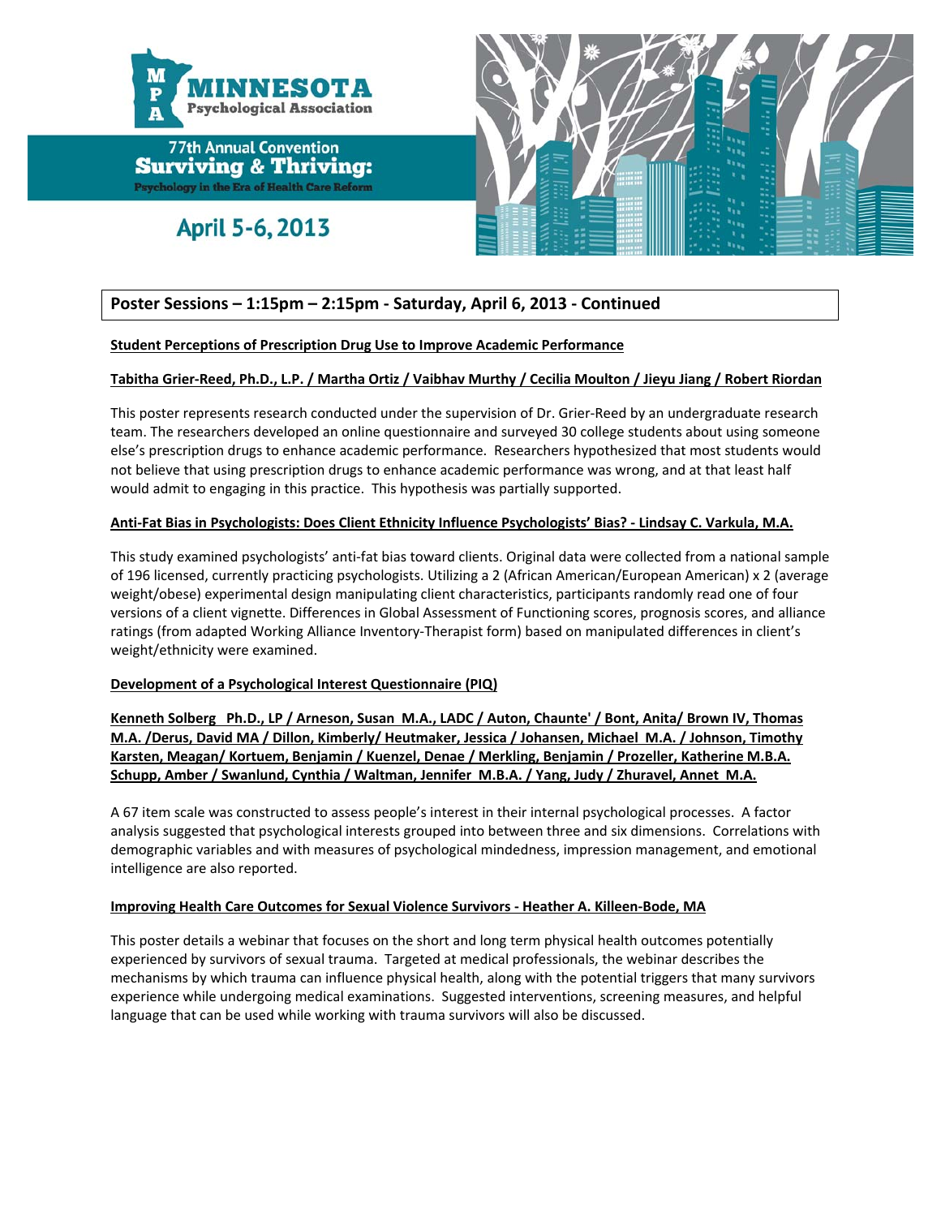## Poster Sessions – 1:15pm – 2:15pm - Saturday, April 6, 2013 - Continued

**Student Perceptions of Prescription Drug Use to Improve Academic Performance**

**Tabitha Grier-Reed, Ph.D., L.P. / Martha Ortiz / Vaibhav Murthy / Cecilia Moulton / Jieyu Jiang / Robert Riordan**

This poster represents research conducted under the supervision of Dr. Grier-Reed by an undergraduate research team. The researchers developed an online questionnaire and surveyed 30 college students about using someone else's prescription drugs to enhance academic performance. Researchers hypothesized that most students would not believe that using prescription drugs to enhance academic performance was wrong, and at that least half would admit to engaging in this practice. This hypothesis was partially supported.

**Anti-Fat Bias in Psychologists: Does Client Ethnicity Influence Psychologists' Bias? - Lindsay C. Varkula, M.A.**

This study examined psychologists' anti-fat bias toward clients. Original data were collected from a national sample of 196 licensed, currently practicing psychologists. Utilizing a 2 (African American/European American) x 2 (average weight/obese) experimental design manipulating client characteristics, participants randomly read one of four versions of a client vignette. Differences in Global Assessment of Functioning scores, prognosis scores, and alliance ratings (from adapted Working Alliance Inventory-Therapist form) based on manipulated differences in client's weight/ethnicity were examined.

**Development of a Psychological Interest Questionnaire (PIQ)**

**Kenneth Solberg Ph.D., LP / Arneson, Susan M.A., LADC / Auton, Chaunte' / Bont, Anita/ Brown IV, Thomas M.A. /Derus, David MA / Dillon, Kimberly/ Heutmaker, Jessica / Johansen, Michael M.A. / Johnson, Timothy Karsten, Meagan/ Kortuem, Benjamin / Kuenzel, Denae / Merkling, Benjamin / Prozeller, Katherine M.B.A. Schupp, Amber / Swanlund, Cynthia / Waltman, Jennifer M.B.A. / Yang, Judy / Zhuravel, Annet M.A.**

A 67 item scale was constructed to assess people's interest in their internal psychological processes. A factor analysis suggested that psychological interests grouped into between three and six dimensions. Correlations with demographic variables and with measures of psychological mindedness, impression management, and emotional intelligence are also reported.

**Improving Health Care Outcomes for Sexual Violence Survivors - Heather A. Killeen-Bode, MA**

This poster details a webinar that focuses on the short and long term physical health outcomes potentially experienced by survivors of sexual trauma. Targeted at medical professionals, the webinar describes the mechanisms by which trauma can influence physical health, along with the potential triggers that many survivors experience while undergoing medical examinations. Suggested interventions, screening measures, and helpful language that can be used while working with trauma survivors will also be discussed.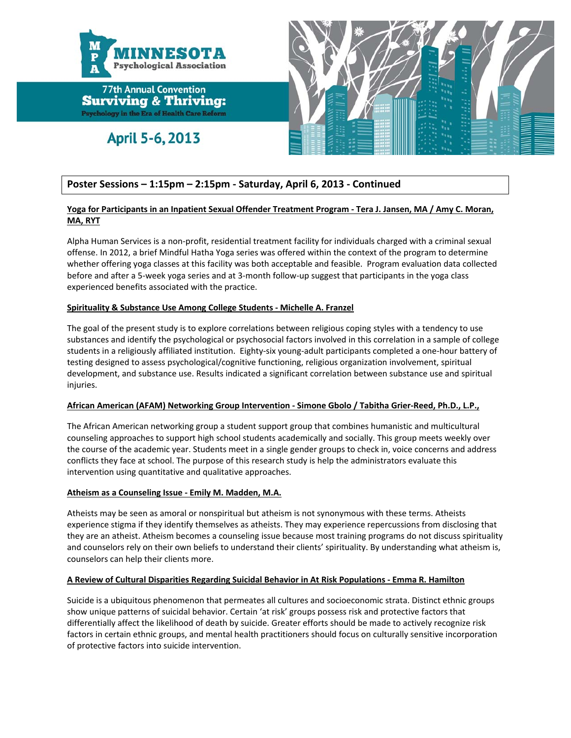## Poster Sessions – 1:15pm – 2:15pm - Saturday, April 6, 2013 - Continued

**Yoga for Participants in an Inpatient Sexual Offender Treatment Program - Tera J. Jansen, MA / Amy C. Moran, MA, RYT**

Alpha Human Services is a non-profit, residential treatment facility for individuals charged with a criminal sexual offense. In 2012, a brief Mindful Hatha Yoga series was offered within the context of the program to determine whether offering yoga classes at this facility was both acceptable and feasible. Program evaluation data collected before and after a 5-week yoga series and at 3-month follow-up suggest that participants in the yoga class experienced benefits associated with the practice.

**Spirituality & Substance Use Among College Students - Michelle A. Franzel**

The goal of the present study is to explore correlations between religious coping styles with a tendency to use substances and identify the psychological or psychosocial factors involved in this correlation in a sample of college students in a religiously affiliated institution. Eighty-six young-adult participants completed a one-hour battery of testing designed to assess psychological/cognitive functioning, religious organization involvement, spiritual development, and substance use. Results indicated a significant correlation between substance use and spiritual injuries.

**African American (AFAM) Networking Group Intervention - Simone Gbolo / Tabitha Grier-Reed, Ph.D., L.P.,**

The African American networking group a student support group that combines humanistic and multicultural counseling approaches to support high school students academically and socially. This group meets weekly over the course of the academic year. Students meet in a single gender groups to check in, voice concerns and address conflicts they face at school. The purpose of this research study is help the administrators evaluate this intervention using quantitative and qualitative approaches.

**Atheism as a Counseling Issue - Emily M. Madden, M.A.**

Atheists may be seen as amoral or nonspiritual but atheism is not synonymous with these terms. Atheists experience stigma if they identify themselves as atheists. They may experience repercussions from disclosing that they are an atheist. Atheism becomes a counseling issue because most training programs do not discuss spirituality and counselors rely on their own beliefs to understand their clients' spirituality. By understanding what atheism is, counselors can help their clients more.

**A Review of Cultural Disparities Regarding Suicidal Behavior in At Risk Populations - Emma R. Hamilton**

Suicide is a ubiquitous phenomenon that permeates all cultures and socioeconomic strata. Distinct ethnic groups show unique patterns of suicidal behavior. Certain 'at risk' groups possess risk and protective factors that differentially affect the likelihood of death by suicide. Greater efforts should be made to actively recognize risk factors in certain ethnic groups, and mental health practitioners should focus on culturally sensitive incorporation of protective factors into suicide intervention.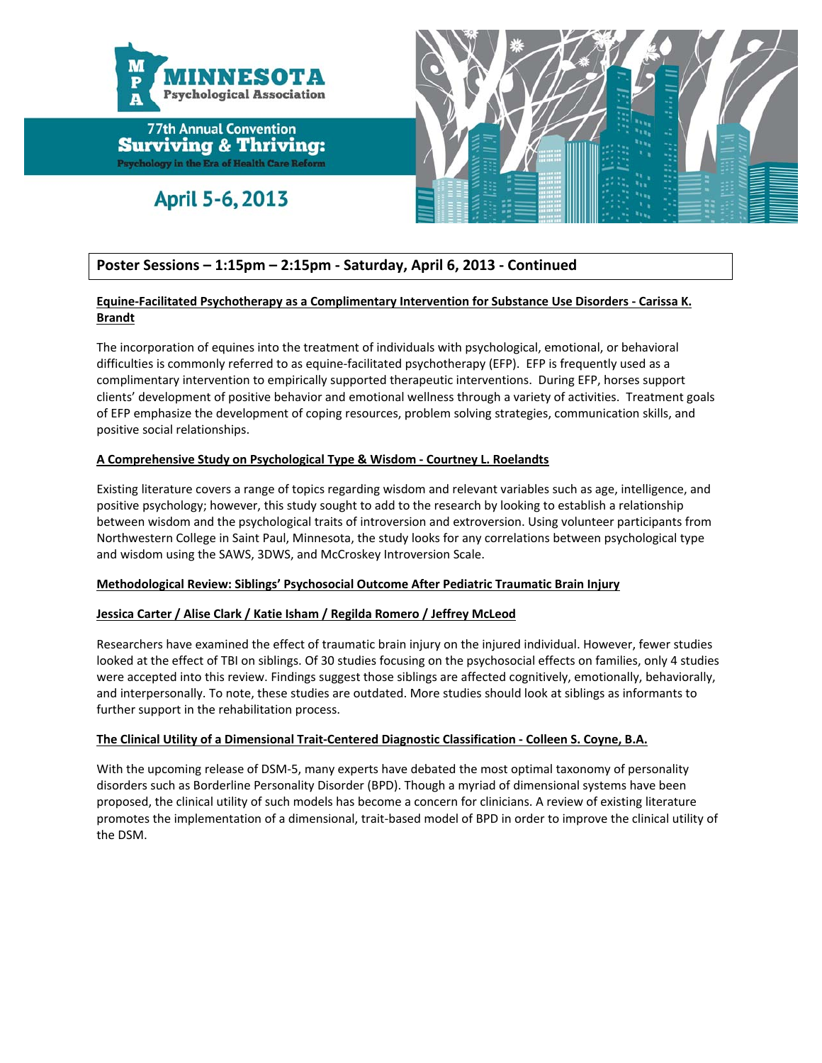## Poster Sessions – 1:15pm – 2:15pm - Saturday, April 6, 2013 - Continued

**Equine-Facilitated Psychotherapy as a Complimentary Intervention for Substance Use Disorders - Carissa K. Brandt**

The incorporation of equines into the treatment of individuals with psychological, emotional, or behavioral difficulties is commonly referred to as equine-facilitated psychotherapy (EFP). EFP is frequently used as a complimentary intervention to empirically supported therapeutic interventions. During EFP, horses support clients' development of positive behavior and emotional wellness through a variety of activities. Treatment goals of EFP emphasize the development of coping resources, problem solving strategies, communication skills, and positive social relationships.

**A Comprehensive Study on Psychological Type & Wisdom - Courtney L. Roelandts**

Existing literature covers a range of topics regarding wisdom and relevant variables such as age, intelligence, and positive psychology; however, this study sought to add to the research by looking to establish a relationship between wisdom and the psychological traits of introversion and extroversion. Using volunteer participants from Northwestern College in Saint Paul, Minnesota, the study looks for any correlations between psychological type and wisdom using the SAWS, 3DWS, and McCroskey Introversion Scale.

**Methodological Review: Siblings' Psychosocial Outcome After Pediatric Traumatic Brain Injury**

**Jessica Carter / Alise Clark / Katie Isham / Regilda Romero / Jeffrey McLeod**

Researchers have examined the effect of traumatic brain injury on the injured individual. However, fewer studies looked at the effect of TBI on siblings. Of 30 studies focusing on the psychosocial effects on families, only 4 studies were accepted into this review. Findings suggest those siblings are affected cognitively, emotionally, behaviorally, and interpersonally. To note, these studies are outdated. More studies should look at siblings as informants to further support in the rehabilitation process.

**The Clinical Utility of a Dimensional Trait-Centered Diagnostic Classification - Colleen S. Coyne, B.A.**

With the upcoming release of DSM-5, many experts have debated the most optimal taxonomy of personality disorders such as Borderline Personality Disorder (BPD). Though a myriad of dimensional systems have been proposed, the clinical utility of such models has become a concern for clinicians. A review of existing literature promotes the implementation of a dimensional, trait-based model of BPD in order to improve the clinical utility of the DSM.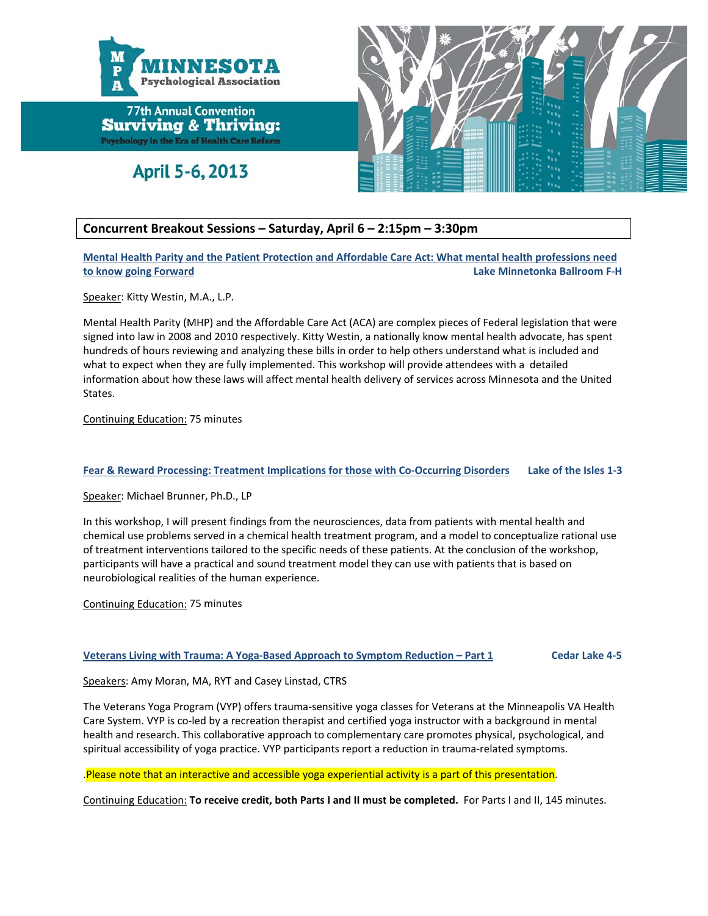Minnesota Psychological Association

77th Annual Convention
**Surviving & Thriving:**
Psychology in the Era of Health Care Reform

April 5-6, 2013

## Concurrent Breakout Sessions – Saturday, April 6 – 2:15pm – 3:30pm

### Mental Health Parity and the Patient Protection and Affordable Care Act: What mental health professions need to know going Forward

**Lake Minnetonka Ballroom F-H**

Speaker: Kitty Westin, M.A., L.P.

Mental Health Parity (MHP) and the Affordable Care Act (ACA) are complex pieces of Federal legislation that were signed into law in 2008 and 2010 respectively. Kitty Westin, a nationally know mental health advocate, has spent hundreds of hours reviewing and analyzing these bills in order to help others understand what is included and what to expect when they are fully implemented. This workshop will provide attendees with a detailed information about how these laws will affect mental health delivery of services across Minnesota and the United States.

Continuing Education: 75 minutes

### Fear & Reward Processing: Treatment Implications for those with Co-Occurring Disorders

**Lake of the Isles 1-3**

Speaker: Michael Brunner, Ph.D., LP

In this workshop, I will present findings from the neurosciences, data from patients with mental health and chemical use problems served in a chemical health treatment program, and a model to conceptualize rational use of treatment interventions tailored to the specific needs of these patients. At the conclusion of the workshop, participants will have a practical and sound treatment model they can use with patients that is based on neurobiological realities of the human experience.

Continuing Education: 75 minutes

### Veterans Living with Trauma: A Yoga-Based Approach to Symptom Reduction – Part 1

**Cedar Lake 4-5**

Speakers: Amy Moran, MA, RYT and Casey Linstad, CTRS

The Veterans Yoga Program (VYP) offers trauma-sensitive yoga classes for Veterans at the Minneapolis VA Health Care System. VYP is co-led by a recreation therapist and certified yoga instructor with a background in mental health and research. This collaborative approach to complementary care promotes physical, psychological, and spiritual accessibility of yoga practice. VYP participants report a reduction in trauma-related symptoms.

.Please note that an interactive and accessible yoga experiential activity is a part of this presentation.

Continuing Education: **To receive credit, both Parts I and II must be completed.** For Parts I and II, 145 minutes.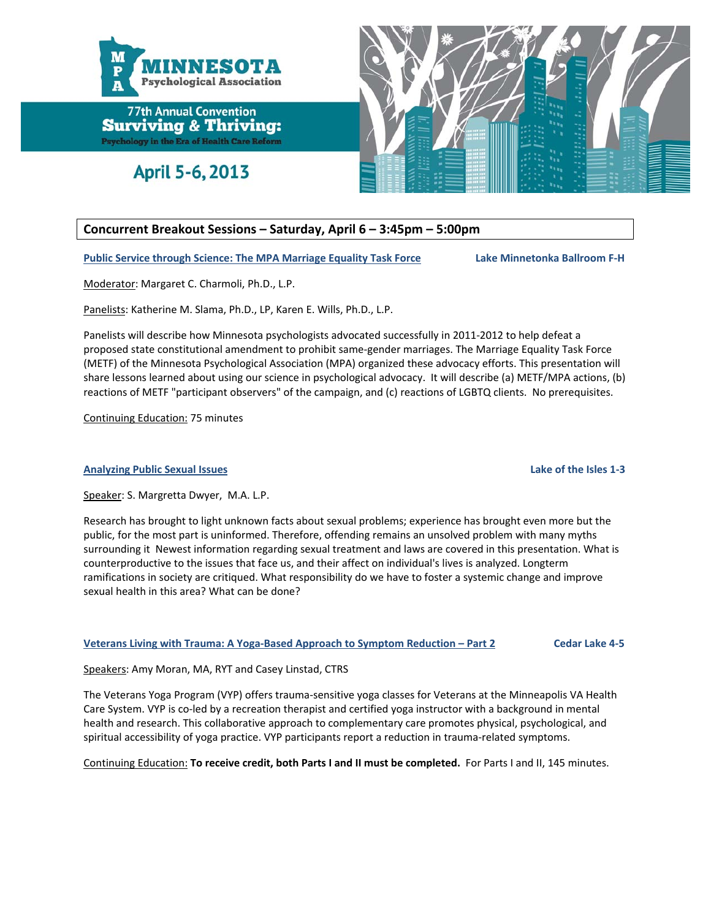# Minnesota Psychological Association

77th Annual Convention
**Surviving & Thriving:**
Psychology in the Era of Health Care Reform

April 5-6, 2013

## Concurrent Breakout Sessions – Saturday, April 6 – 3:45pm – 5:00pm

### Public Service through Science: The MPA Marriage Equality Task Force — Lake Minnetonka Ballroom F-H

Moderator: Margaret C. Charmoli, Ph.D., L.P.

Panelists: Katherine M. Slama, Ph.D., LP, Karen E. Wills, Ph.D., L.P.

Panelists will describe how Minnesota psychologists advocated successfully in 2011-2012 to help defeat a proposed state constitutional amendment to prohibit same-gender marriages. The Marriage Equality Task Force (METF) of the Minnesota Psychological Association (MPA) organized these advocacy efforts. This presentation will share lessons learned about using our science in psychological advocacy. It will describe (a) METF/MPA actions, (b) reactions of METF "participant observers" of the campaign, and (c) reactions of LGBTQ clients. No prerequisites.

Continuing Education: 75 minutes

### Analyzing Public Sexual Issues — Lake of the Isles 1-3

Speaker: S. Margretta Dwyer, M.A. L.P.

Research has brought to light unknown facts about sexual problems; experience has brought even more but the public, for the most part is uninformed. Therefore, offending remains an unsolved problem with many myths surrounding it Newest information regarding sexual treatment and laws are covered in this presentation. What is counterproductive to the issues that face us, and their affect on individual's lives is analyzed. Longterm ramifications in society are critiqued. What responsibility do we have to foster a systemic change and improve sexual health in this area? What can be done?

### Veterans Living with Trauma: A Yoga-Based Approach to Symptom Reduction – Part 2 — Cedar Lake 4-5

Speakers: Amy Moran, MA, RYT and Casey Linstad, CTRS

The Veterans Yoga Program (VYP) offers trauma-sensitive yoga classes for Veterans at the Minneapolis VA Health Care System. VYP is co-led by a recreation therapist and certified yoga instructor with a background in mental health and research. This collaborative approach to complementary care promotes physical, psychological, and spiritual accessibility of yoga practice. VYP participants report a reduction in trauma-related symptoms.

Continuing Education: **To receive credit, both Parts I and II must be completed.** For Parts I and II, 145 minutes.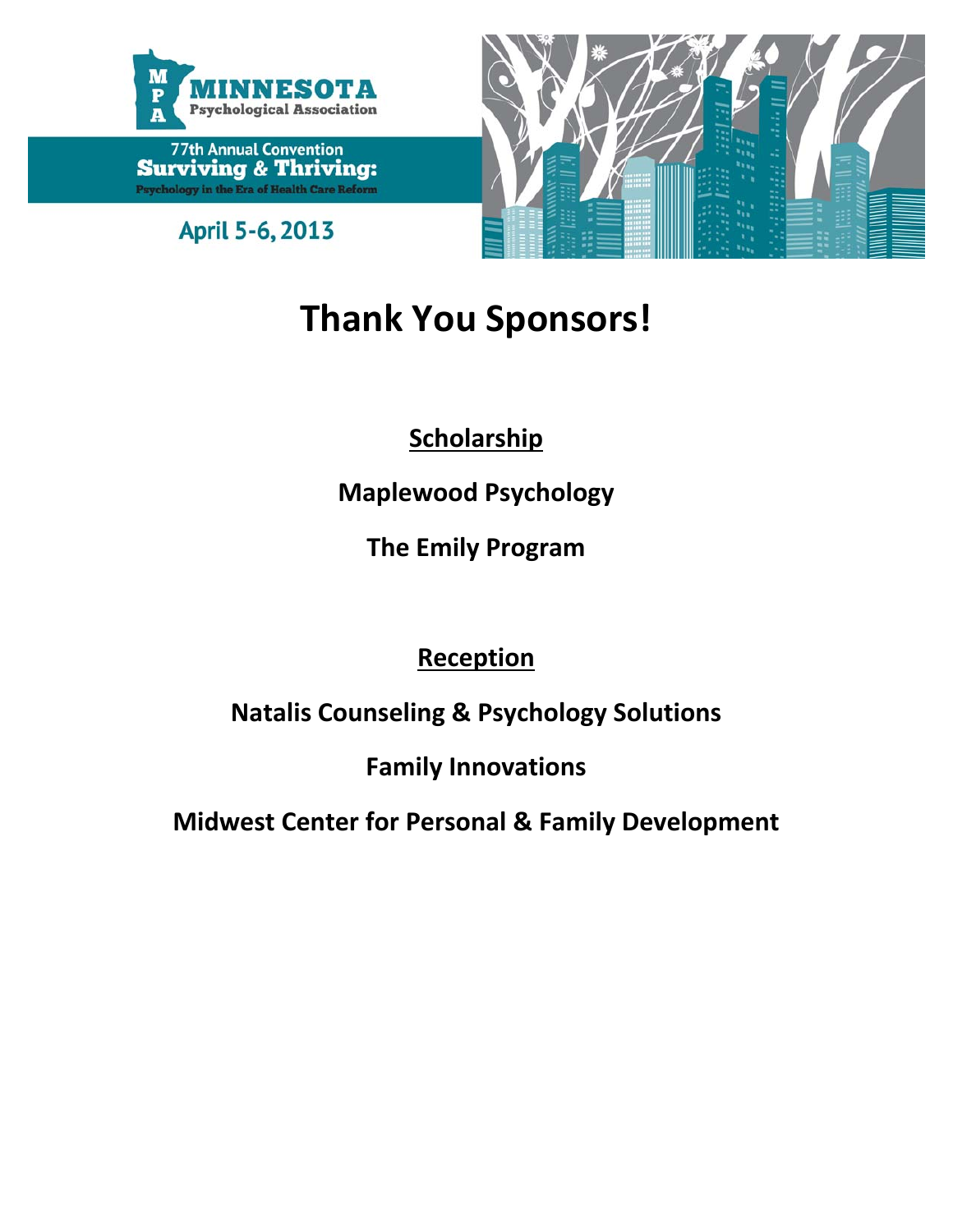MINNESOTA Psychological Association

77th Annual Convention

**Surviving & Thriving:**

Psychology in the Era of Health Care Reform

April 5-6, 2013

# Thank You Sponsors!

## Scholarship

**Maplewood Psychology**

**The Emily Program**

## Reception

**Natalis Counseling & Psychology Solutions**

**Family Innovations**

**Midwest Center for Personal & Family Development**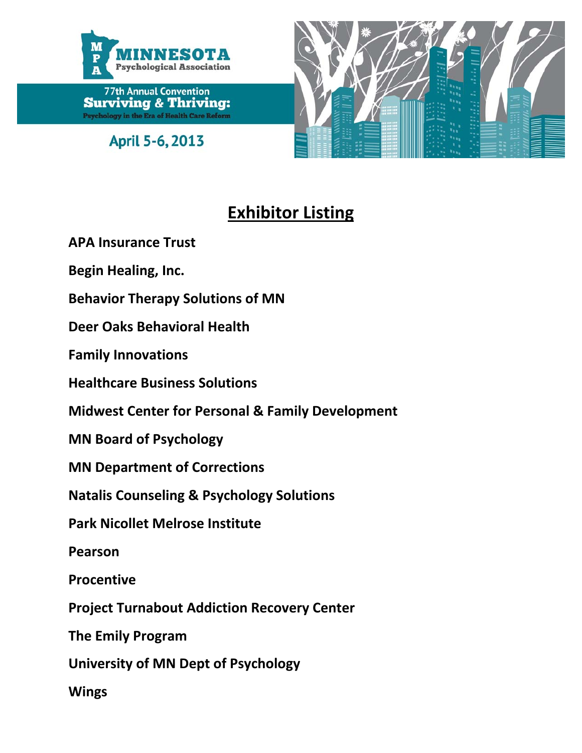MINNESOTA Psychological Association

77th Annual Convention
**Surviving & Thriving:**
Psychology in the Era of Health Care Reform

April 5-6, 2013

# Exhibitor Listing

**APA Insurance Trust**

**Begin Healing, Inc.**

**Behavior Therapy Solutions of MN**

**Deer Oaks Behavioral Health**

**Family Innovations**

**Healthcare Business Solutions**

**Midwest Center for Personal & Family Development**

**MN Board of Psychology**

**MN Department of Corrections**

**Natalis Counseling & Psychology Solutions**

**Park Nicollet Melrose Institute**

**Pearson**

**Procentive**

**Project Turnabout Addiction Recovery Center**

**The Emily Program**

**University of MN Dept of Psychology**

**Wings**